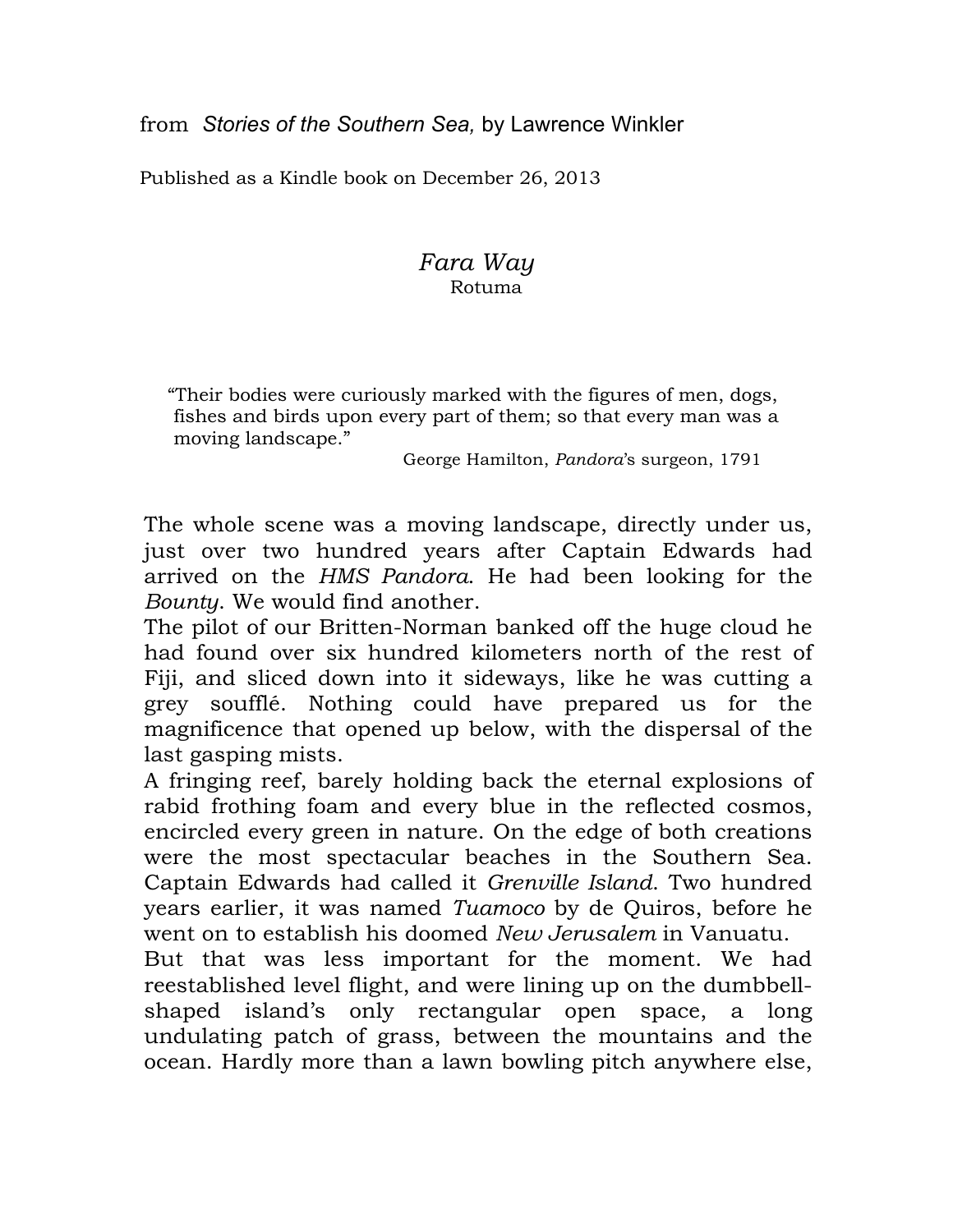from *Stories of the Southern Sea,* by Lawrence Winkler

Published as a Kindle book on December 26, 2013

# *Fara Way*

Rotuma

> "Their bodies were curiously marked with the figures of men, dogs, fishes and birds upon every part of them; so that every man was a moving landscape."
>
> George Hamilton, *Pandora*'s surgeon, 1791

The whole scene was a moving landscape, directly under us, just over two hundred years after Captain Edwards had arrived on the *HMS Pandora*. He had been looking for the *Bounty*. We would find another.

The pilot of our Britten-Norman banked off the huge cloud he had found over six hundred kilometers north of the rest of Fiji, and sliced down into it sideways, like he was cutting a grey soufflé. Nothing could have prepared us for the magnificence that opened up below, with the dispersal of the last gasping mists.

A fringing reef, barely holding back the eternal explosions of rabid frothing foam and every blue in the reflected cosmos, encircled every green in nature. On the edge of both creations were the most spectacular beaches in the Southern Sea. Captain Edwards had called it *Grenville Island*. Two hundred years earlier, it was named *Tuamoco* by de Quiros, before he went on to establish his doomed *New Jerusalem* in Vanuatu.

But that was less important for the moment. We had reestablished level flight, and were lining up on the dumbbell-shaped island's only rectangular open space, a long undulating patch of grass, between the mountains and the ocean. Hardly more than a lawn bowling pitch anywhere else,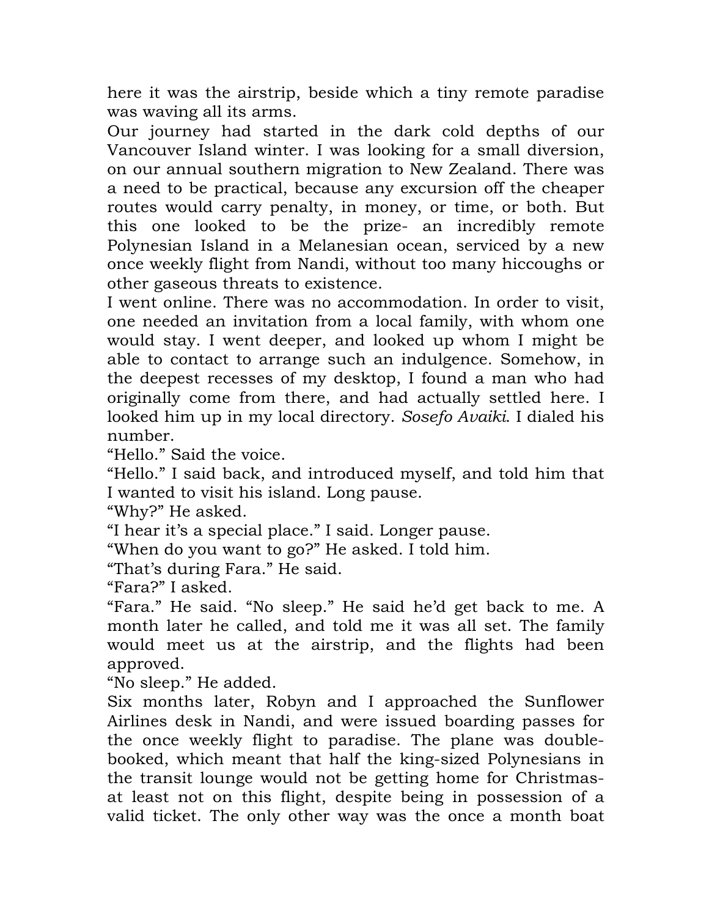here it was the airstrip, beside which a tiny remote paradise was waving all its arms.

Our journey had started in the dark cold depths of our Vancouver Island winter. I was looking for a small diversion, on our annual southern migration to New Zealand. There was a need to be practical, because any excursion off the cheaper routes would carry penalty, in money, or time, or both. But this one looked to be the prize- an incredibly remote Polynesian Island in a Melanesian ocean, serviced by a new once weekly flight from Nandi, without too many hiccoughs or other gaseous threats to existence.

I went online. There was no accommodation. In order to visit, one needed an invitation from a local family, with whom one would stay. I went deeper, and looked up whom I might be able to contact to arrange such an indulgence. Somehow, in the deepest recesses of my desktop, I found a man who had originally come from there, and had actually settled here. I looked him up in my local directory. *Sosefo Avaiki*. I dialed his number.

"Hello." Said the voice.

"Hello." I said back, and introduced myself, and told him that I wanted to visit his island. Long pause.

"Why?" He asked.

"I hear it's a special place." I said. Longer pause.

"When do you want to go?" He asked. I told him.

"That's during Fara." He said.

"Fara?" I asked.

"Fara." He said. "No sleep." He said he'd get back to me. A month later he called, and told me it was all set. The family would meet us at the airstrip, and the flights had been approved.

"No sleep." He added.

Six months later, Robyn and I approached the Sunflower Airlines desk in Nandi, and were issued boarding passes for the once weekly flight to paradise. The plane was double-booked, which meant that half the king-sized Polynesians in the transit lounge would not be getting home for Christmas- at least not on this flight, despite being in possession of a valid ticket. The only other way was the once a month boat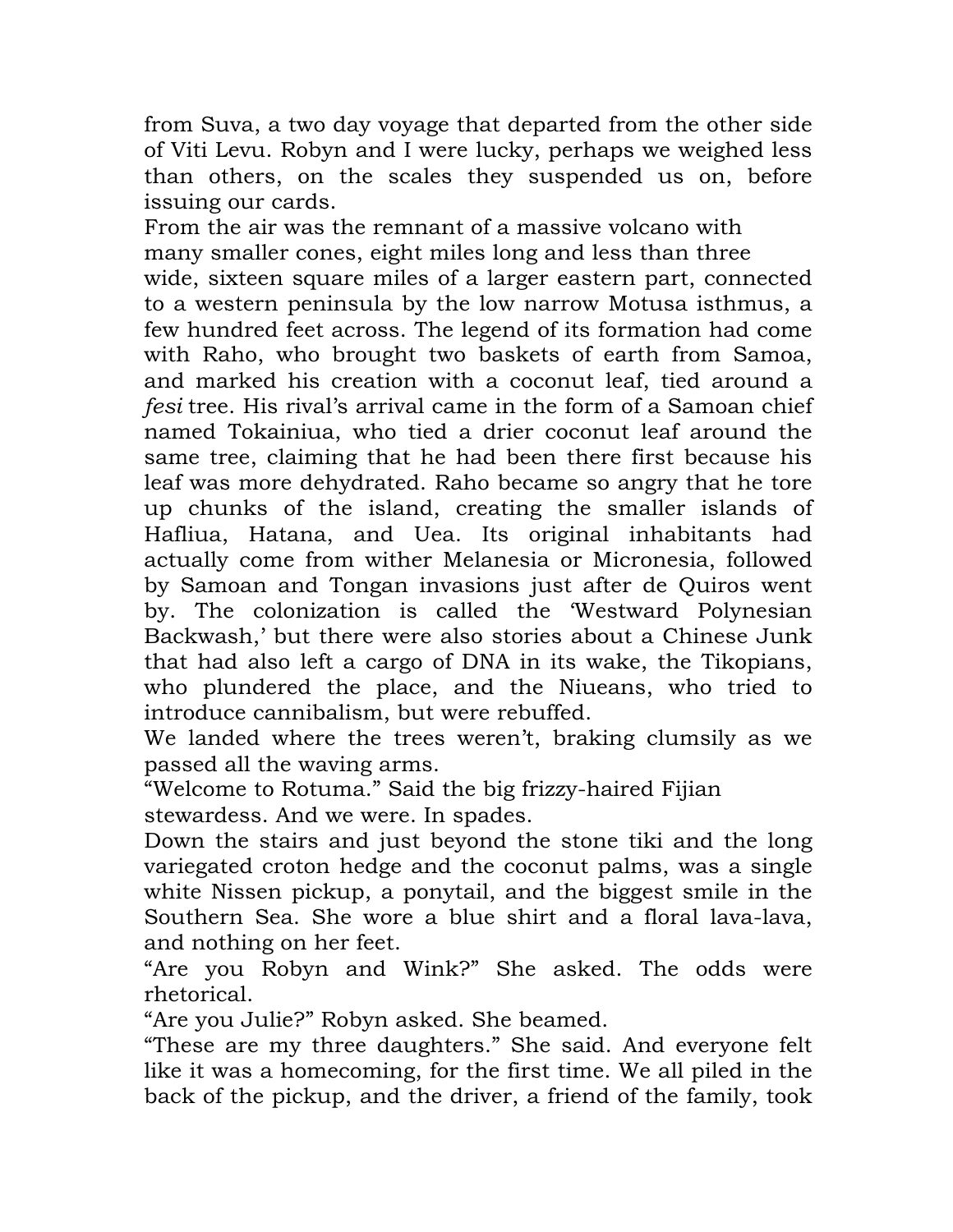from Suva, a two day voyage that departed from the other side of Viti Levu. Robyn and I were lucky, perhaps we weighed less than others, on the scales they suspended us on, before issuing our cards.

From the air was the remnant of a massive volcano with many smaller cones, eight miles long and less than three wide, sixteen square miles of a larger eastern part, connected to a western peninsula by the low narrow Motusa isthmus, a few hundred feet across. The legend of its formation had come with Raho, who brought two baskets of earth from Samoa, and marked his creation with a coconut leaf, tied around a *fesi* tree. His rival's arrival came in the form of a Samoan chief named Tokainiua, who tied a drier coconut leaf around the same tree, claiming that he had been there first because his leaf was more dehydrated. Raho became so angry that he tore up chunks of the island, creating the smaller islands of Hafliua, Hatana, and Uea. Its original inhabitants had actually come from wither Melanesia or Micronesia, followed by Samoan and Tongan invasions just after de Quiros went by. The colonization is called the 'Westward Polynesian Backwash,' but there were also stories about a Chinese Junk that had also left a cargo of DNA in its wake, the Tikopians, who plundered the place, and the Niueans, who tried to introduce cannibalism, but were rebuffed.

We landed where the trees weren't, braking clumsily as we passed all the waving arms.

"Welcome to Rotuma." Said the big frizzy-haired Fijian stewardess. And we were. In spades.

Down the stairs and just beyond the stone tiki and the long variegated croton hedge and the coconut palms, was a single white Nissen pickup, a ponytail, and the biggest smile in the Southern Sea. She wore a blue shirt and a floral lava-lava, and nothing on her feet.

"Are you Robyn and Wink?" She asked. The odds were rhetorical.

"Are you Julie?" Robyn asked. She beamed.

"These are my three daughters." She said. And everyone felt like it was a homecoming, for the first time. We all piled in the back of the pickup, and the driver, a friend of the family, took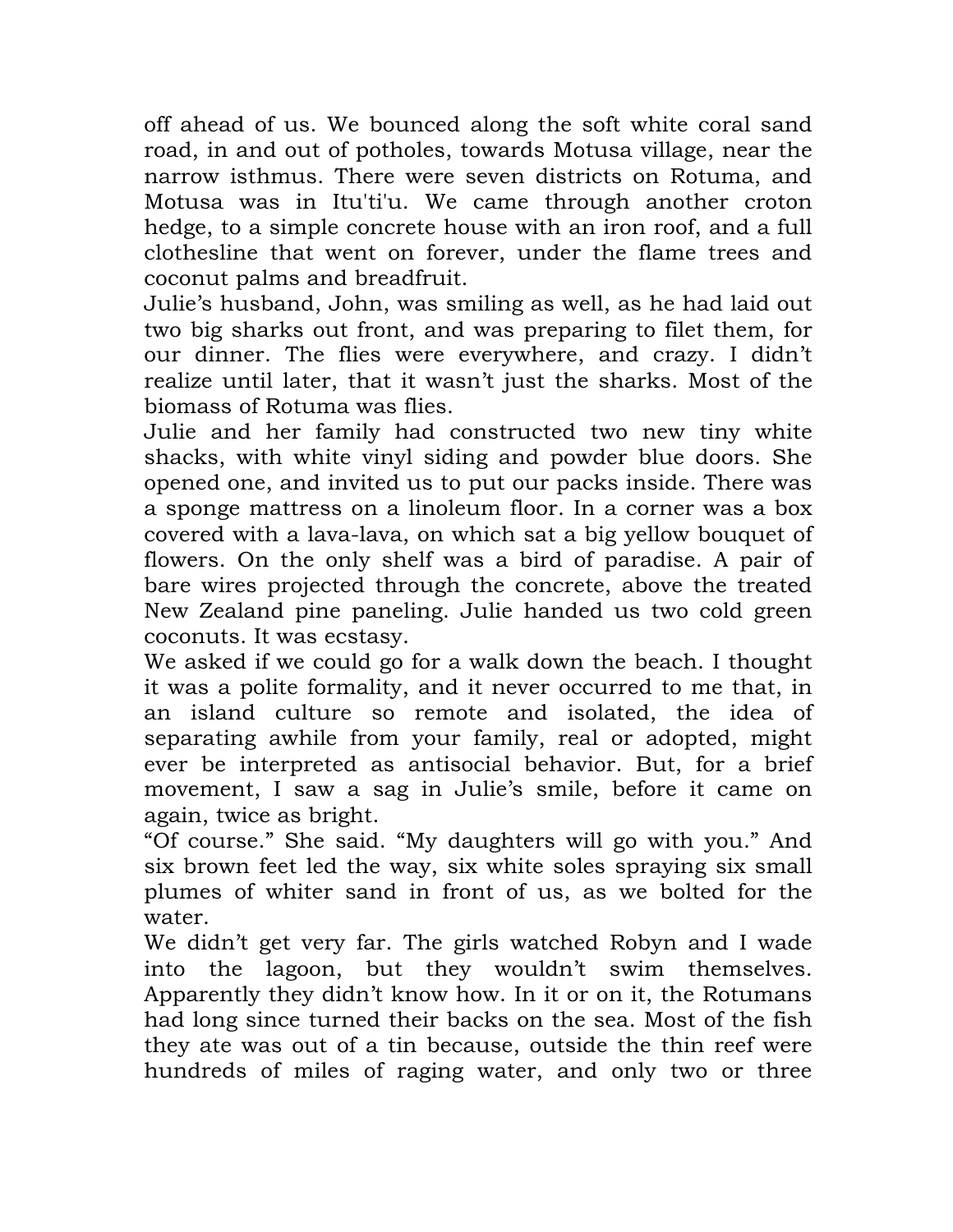off ahead of us. We bounced along the soft white coral sand road, in and out of potholes, towards Motusa village, near the narrow isthmus. There were seven districts on Rotuma, and Motusa was in Itu'ti'u. We came through another croton hedge, to a simple concrete house with an iron roof, and a full clothesline that went on forever, under the flame trees and coconut palms and breadfruit.

Julie's husband, John, was smiling as well, as he had laid out two big sharks out front, and was preparing to filet them, for our dinner. The flies were everywhere, and crazy. I didn't realize until later, that it wasn't just the sharks. Most of the biomass of Rotuma was flies.

Julie and her family had constructed two new tiny white shacks, with white vinyl siding and powder blue doors. She opened one, and invited us to put our packs inside. There was a sponge mattress on a linoleum floor. In a corner was a box covered with a lava-lava, on which sat a big yellow bouquet of flowers. On the only shelf was a bird of paradise. A pair of bare wires projected through the concrete, above the treated New Zealand pine paneling. Julie handed us two cold green coconuts. It was ecstasy.

We asked if we could go for a walk down the beach. I thought it was a polite formality, and it never occurred to me that, in an island culture so remote and isolated, the idea of separating awhile from your family, real or adopted, might ever be interpreted as antisocial behavior. But, for a brief movement, I saw a sag in Julie's smile, before it came on again, twice as bright.

"Of course." She said. "My daughters will go with you." And six brown feet led the way, six white soles spraying six small plumes of whiter sand in front of us, as we bolted for the water.

We didn't get very far. The girls watched Robyn and I wade into the lagoon, but they wouldn't swim themselves. Apparently they didn't know how. In it or on it, the Rotumans had long since turned their backs on the sea. Most of the fish they ate was out of a tin because, outside the thin reef were hundreds of miles of raging water, and only two or three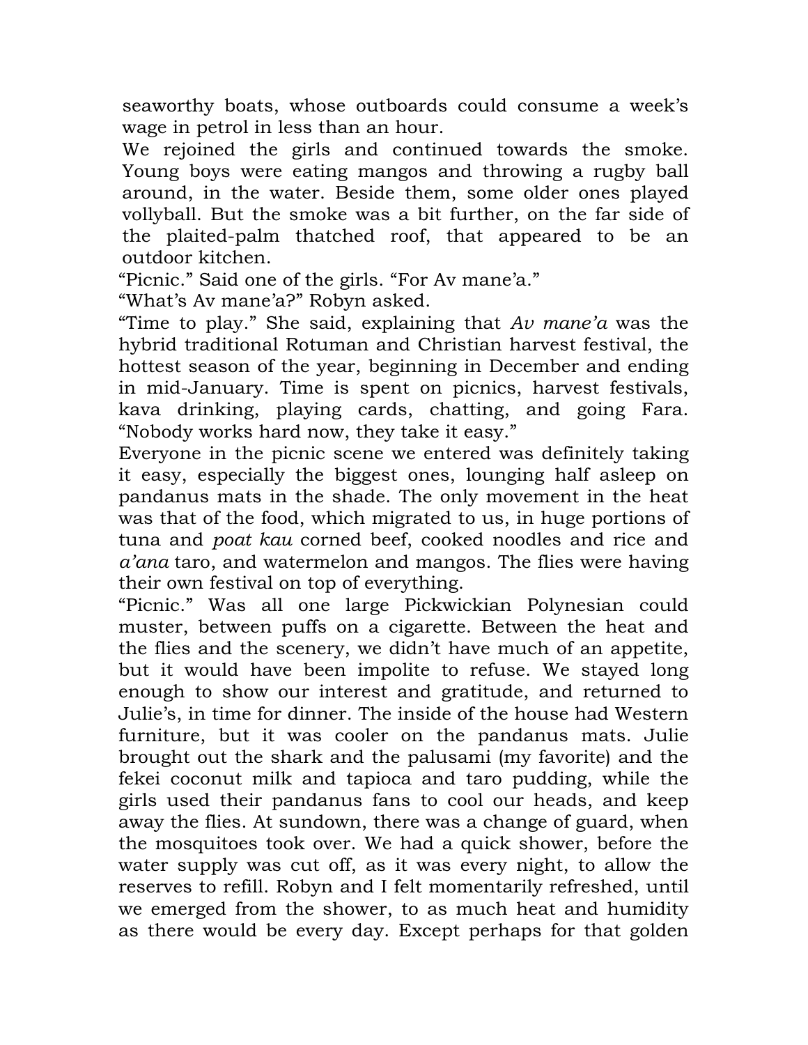seaworthy boats, whose outboards could consume a week's wage in petrol in less than an hour.

We rejoined the girls and continued towards the smoke. Young boys were eating mangos and throwing a rugby ball around, in the water. Beside them, some older ones played vollyball. But the smoke was a bit further, on the far side of the plaited-palm thatched roof, that appeared to be an outdoor kitchen.

"Picnic." Said one of the girls. "For Av mane'a."

"What's Av mane'a?" Robyn asked.

"Time to play." She said, explaining that *Av mane'a* was the hybrid traditional Rotuman and Christian harvest festival, the hottest season of the year, beginning in December and ending in mid-January. Time is spent on picnics, harvest festivals, kava drinking, playing cards, chatting, and going Fara. "Nobody works hard now, they take it easy."

Everyone in the picnic scene we entered was definitely taking it easy, especially the biggest ones, lounging half asleep on pandanus mats in the shade. The only movement in the heat was that of the food, which migrated to us, in huge portions of tuna and *poat kau* corned beef, cooked noodles and rice and *a'ana* taro, and watermelon and mangos. The flies were having their own festival on top of everything.

"Picnic." Was all one large Pickwickian Polynesian could muster, between puffs on a cigarette. Between the heat and the flies and the scenery, we didn't have much of an appetite, but it would have been impolite to refuse. We stayed long enough to show our interest and gratitude, and returned to Julie's, in time for dinner. The inside of the house had Western furniture, but it was cooler on the pandanus mats. Julie brought out the shark and the palusami (my favorite) and the fekei coconut milk and tapioca and taro pudding, while the girls used their pandanus fans to cool our heads, and keep away the flies. At sundown, there was a change of guard, when the mosquitoes took over. We had a quick shower, before the water supply was cut off, as it was every night, to allow the reserves to refill. Robyn and I felt momentarily refreshed, until we emerged from the shower, to as much heat and humidity as there would be every day. Except perhaps for that golden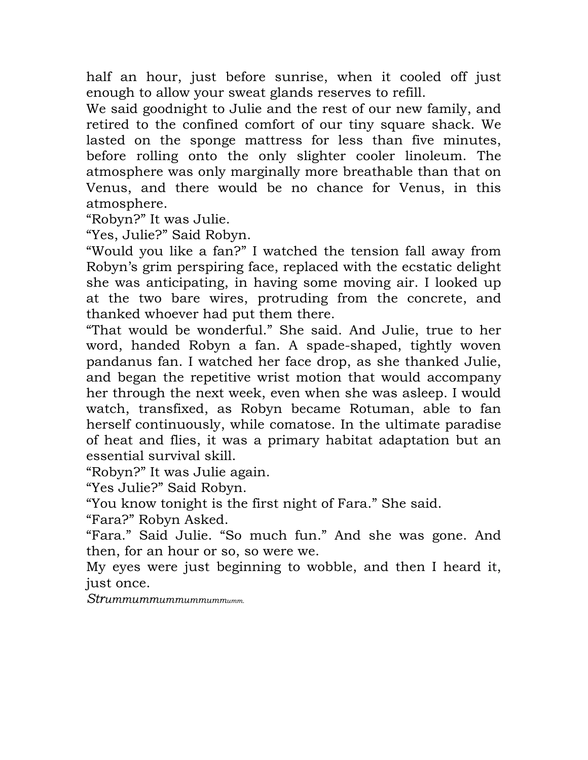half an hour, just before sunrise, when it cooled off just enough to allow your sweat glands reserves to refill.

We said goodnight to Julie and the rest of our new family, and retired to the confined comfort of our tiny square shack. We lasted on the sponge mattress for less than five minutes, before rolling onto the only slighter cooler linoleum. The atmosphere was only marginally more breathable than that on Venus, and there would be no chance for Venus, in this atmosphere.

"Robyn?" It was Julie.

"Yes, Julie?" Said Robyn.

"Would you like a fan?" I watched the tension fall away from Robyn's grim perspiring face, replaced with the ecstatic delight she was anticipating, in having some moving air. I looked up at the two bare wires, protruding from the concrete, and thanked whoever had put them there.

"That would be wonderful." She said. And Julie, true to her word, handed Robyn a fan. A spade-shaped, tightly woven pandanus fan. I watched her face drop, as she thanked Julie, and began the repetitive wrist motion that would accompany her through the next week, even when she was asleep. I would watch, transfixed, as Robyn became Rotuman, able to fan herself continuously, while comatose. In the ultimate paradise of heat and flies, it was a primary habitat adaptation but an essential survival skill.

"Robyn?" It was Julie again.

"Yes Julie?" Said Robyn.

"You know tonight is the first night of Fara." She said.

"Fara?" Robyn Asked.

"Fara." Said Julie. "So much fun." And she was gone. And then, for an hour or so, so were we.

My eyes were just beginning to wobble, and then I heard it, just once.

*Strummummummummummumm.*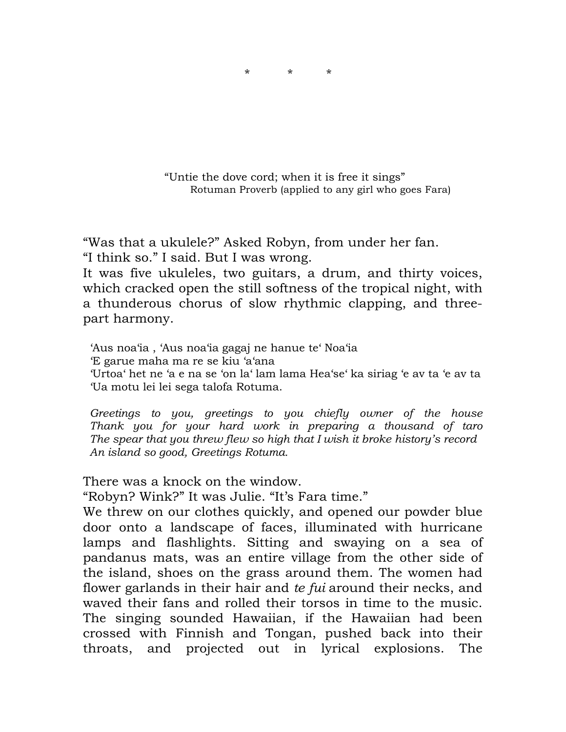\*          \*          \*

> "Untie the dove cord; when it is free it sings"
> Rotuman Proverb (applied to any girl who goes Fara)

"Was that a ukulele?" Asked Robyn, from under her fan.
"I think so." I said. But I was wrong.
It was five ukuleles, two guitars, a drum, and thirty voices, which cracked open the still softness of the tropical night, with a thunderous chorus of slow rhythmic clapping, and three-part harmony.

> 'Aus noa'ia , 'Aus noa'ia gagaj ne hanue te' Noa'ia
> 'E garue maha ma re se kiu 'a'ana
> 'Urtoa' het ne 'a e na se 'on la' lam lama Hea'se' ka siriag 'e av ta 'e av ta
> 'Ua motu lei lei sega talofa Rotuma.
>
> *Greetings to you, greetings to you chiefly owner of the house*
> *Thank you for your hard work in preparing a thousand of taro*
> *The spear that you threw flew so high that I wish it broke history's record*
> *An island so good, Greetings Rotuma.*

There was a knock on the window.
"Robyn? Wink?" It was Julie. "It's Fara time."
We threw on our clothes quickly, and opened our powder blue door onto a landscape of faces, illuminated with hurricane lamps and flashlights. Sitting and swaying on a sea of pandanus mats, was an entire village from the other side of the island, shoes on the grass around them. The women had flower garlands in their hair and *te fui* around their necks, and waved their fans and rolled their torsos in time to the music. The singing sounded Hawaiian, if the Hawaiian had been crossed with Finnish and Tongan, pushed back into their throats, and projected out in lyrical explosions. The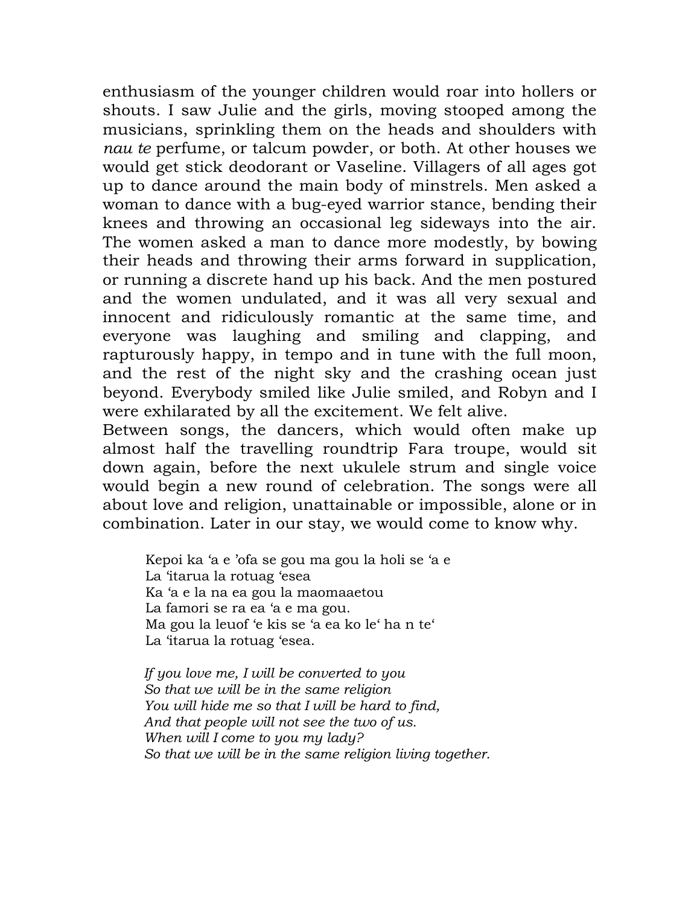enthusiasm of the younger children would roar into hollers or shouts. I saw Julie and the girls, moving stooped among the musicians, sprinkling them on the heads and shoulders with *nau te* perfume, or talcum powder, or both. At other houses we would get stick deodorant or Vaseline. Villagers of all ages got up to dance around the main body of minstrels. Men asked a woman to dance with a bug-eyed warrior stance, bending their knees and throwing an occasional leg sideways into the air. The women asked a man to dance more modestly, by bowing their heads and throwing their arms forward in supplication, or running a discrete hand up his back. And the men postured and the women undulated, and it was all very sexual and innocent and ridiculously romantic at the same time, and everyone was laughing and smiling and clapping, and rapturously happy, in tempo and in tune with the full moon, and the rest of the night sky and the crashing ocean just beyond. Everybody smiled like Julie smiled, and Robyn and I were exhilarated by all the excitement. We felt alive.

Between songs, the dancers, which would often make up almost half the travelling roundtrip Fara troupe, would sit down again, before the next ukulele strum and single voice would begin a new round of celebration. The songs were all about love and religion, unattainable or impossible, alone or in combination. Later in our stay, we would come to know why.

> Kepoi ka ‘a e ’ofa se gou ma gou la holi se ‘a e
> La ‘itarua la rotuag ‘esea
> Ka ‘a e la na ea gou la maomaaetou
> La famori se ra ea ‘a e ma gou.
> Ma gou la leuof ‘e kis se ‘a ea ko le‘ ha n te‘
> La ‘itarua la rotuag ‘esea.

> *If you love me, I will be converted to you*
> *So that we will be in the same religion*
> *You will hide me so that I will be hard to find,*
> *And that people will not see the two of us.*
> *When will I come to you my lady?*
> *So that we will be in the same religion living together.*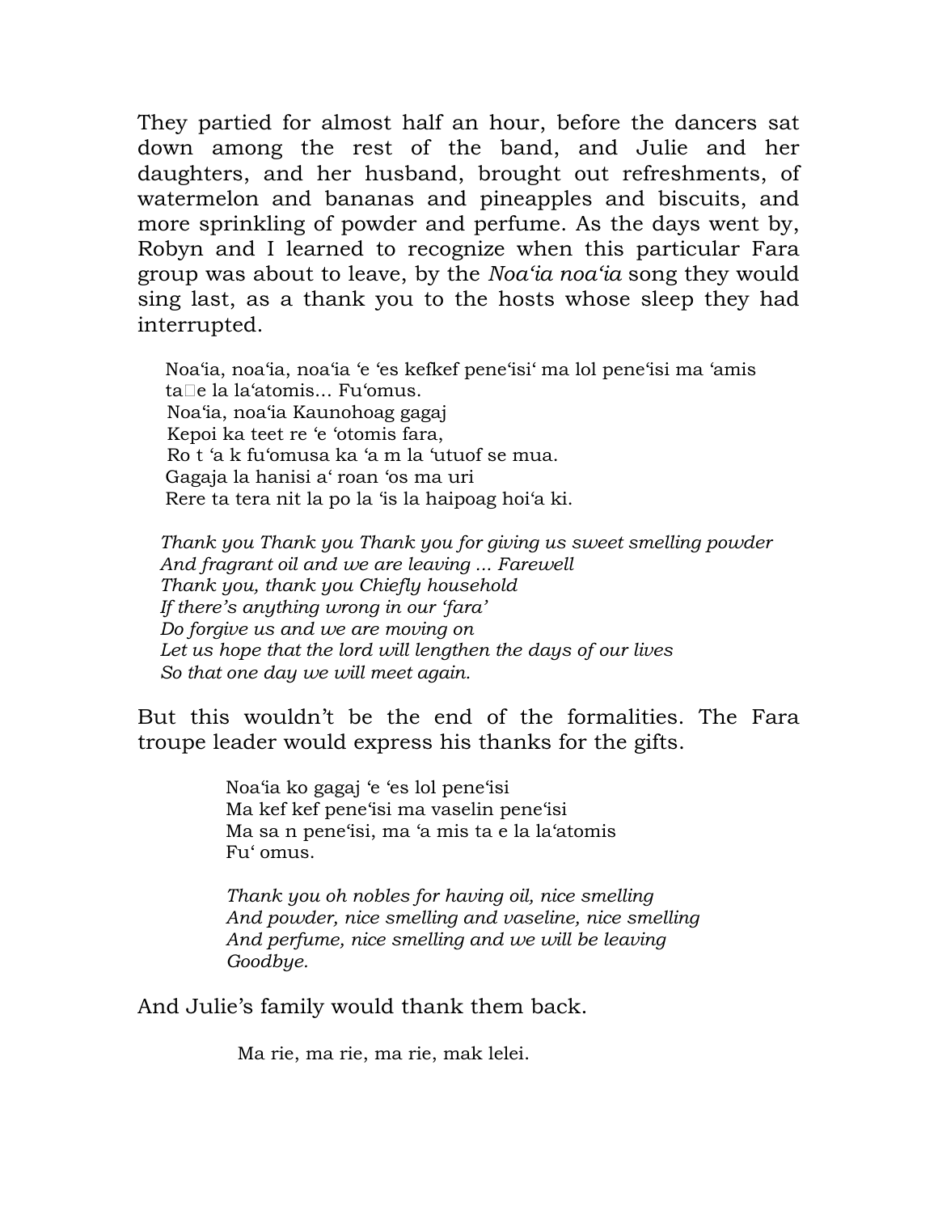They partied for almost half an hour, before the dancers sat down among the rest of the band, and Julie and her daughters, and her husband, brought out refreshments, of watermelon and bananas and pineapples and biscuits, and more sprinkling of powder and perfume. As the days went by, Robyn and I learned to recognize when this particular Fara group was about to leave, by the *Noa'ia noa'ia* song they would sing last, as a thank you to the hosts whose sleep they had interrupted.

> Noa'ia, noa'ia, noa'ia 'e 'es kefkef pene'isi' ma lol pene'isi ma 'amis
> ta□e la la'atomis… Fu'omus.
> Noa'ia, noa'ia Kaunohoag gagaj
> Kepoi ka teet re 'e 'otomis fara,
> Ro t 'a k fu'omusa ka 'a m la 'utuof se mua.
> Gagaja la hanisi a' roan 'os ma uri
> Rere ta tera nit la po la 'is la haipoag hoi'a ki.
>
> *Thank you Thank you Thank you for giving us sweet smelling powder*
> *And fragrant oil and we are leaving … Farewell*
> *Thank you, thank you Chiefly household*
> *If there's anything wrong in our 'fara'*
> *Do forgive us and we are moving on*
> *Let us hope that the lord will lengthen the days of our lives*
> *So that one day we will meet again.*

But this wouldn't be the end of the formalities. The Fara troupe leader would express his thanks for the gifts.

> Noa'ia ko gagaj 'e 'es lol pene'isi
> Ma kef kef pene'isi ma vaselin pene'isi
> Ma sa n pene'isi, ma 'a mis ta e la la'atomis
> Fu' omus.
>
> *Thank you oh nobles for having oil, nice smelling*
> *And powder, nice smelling and vaseline, nice smelling*
> *And perfume, nice smelling and we will be leaving*
> *Goodbye.*

And Julie's family would thank them back.

> Ma rie, ma rie, ma rie, mak lelei.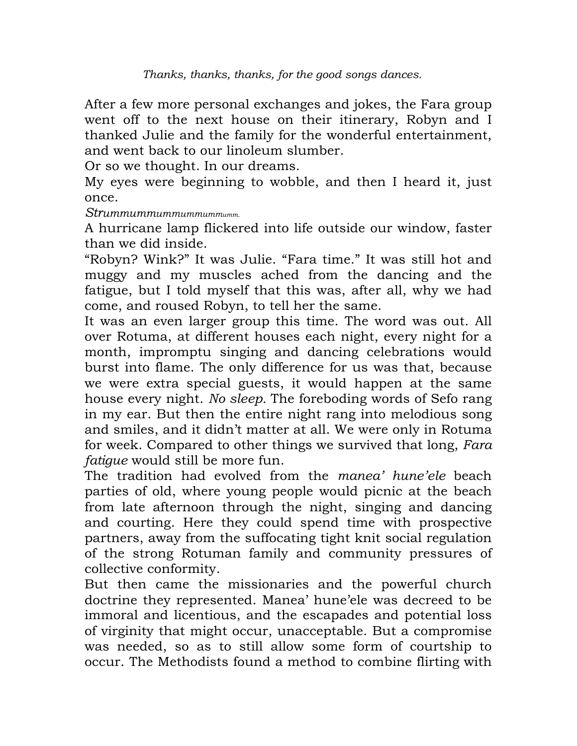*Thanks, thanks, thanks, for the good songs dances.*

After a few more personal exchanges and jokes, the Fara group went off to the next house on their itinerary, Robyn and I thanked Julie and the family for the wonderful entertainment, and went back to our linoleum slumber.

Or so we thought. In our dreams.

My eyes were beginning to wobble, and then I heard it, just once.

*Strummummummummummumm.*

A hurricane lamp flickered into life outside our window, faster than we did inside.

"Robyn? Wink?" It was Julie. "Fara time." It was still hot and muggy and my muscles ached from the dancing and the fatigue, but I told myself that this was, after all, why we had come, and roused Robyn, to tell her the same.

It was an even larger group this time. The word was out. All over Rotuma, at different houses each night, every night for a month, impromptu singing and dancing celebrations would burst into flame. The only difference for us was that, because we were extra special guests, it would happen at the same house every night. *No sleep.* The foreboding words of Sefo rang in my ear. But then the entire night rang into melodious song and smiles, and it didn't matter at all. We were only in Rotuma for week. Compared to other things we survived that long, *Fara fatigue* would still be more fun.

The tradition had evolved from the *manea' hune'ele* beach parties of old, where young people would picnic at the beach from late afternoon through the night, singing and dancing and courting. Here they could spend time with prospective partners, away from the suffocating tight knit social regulation of the strong Rotuman family and community pressures of collective conformity.

But then came the missionaries and the powerful church doctrine they represented. Manea' hune'ele was decreed to be immoral and licentious, and the escapades and potential loss of virginity that might occur, unacceptable. But a compromise was needed, so as to still allow some form of courtship to occur. The Methodists found a method to combine flirting with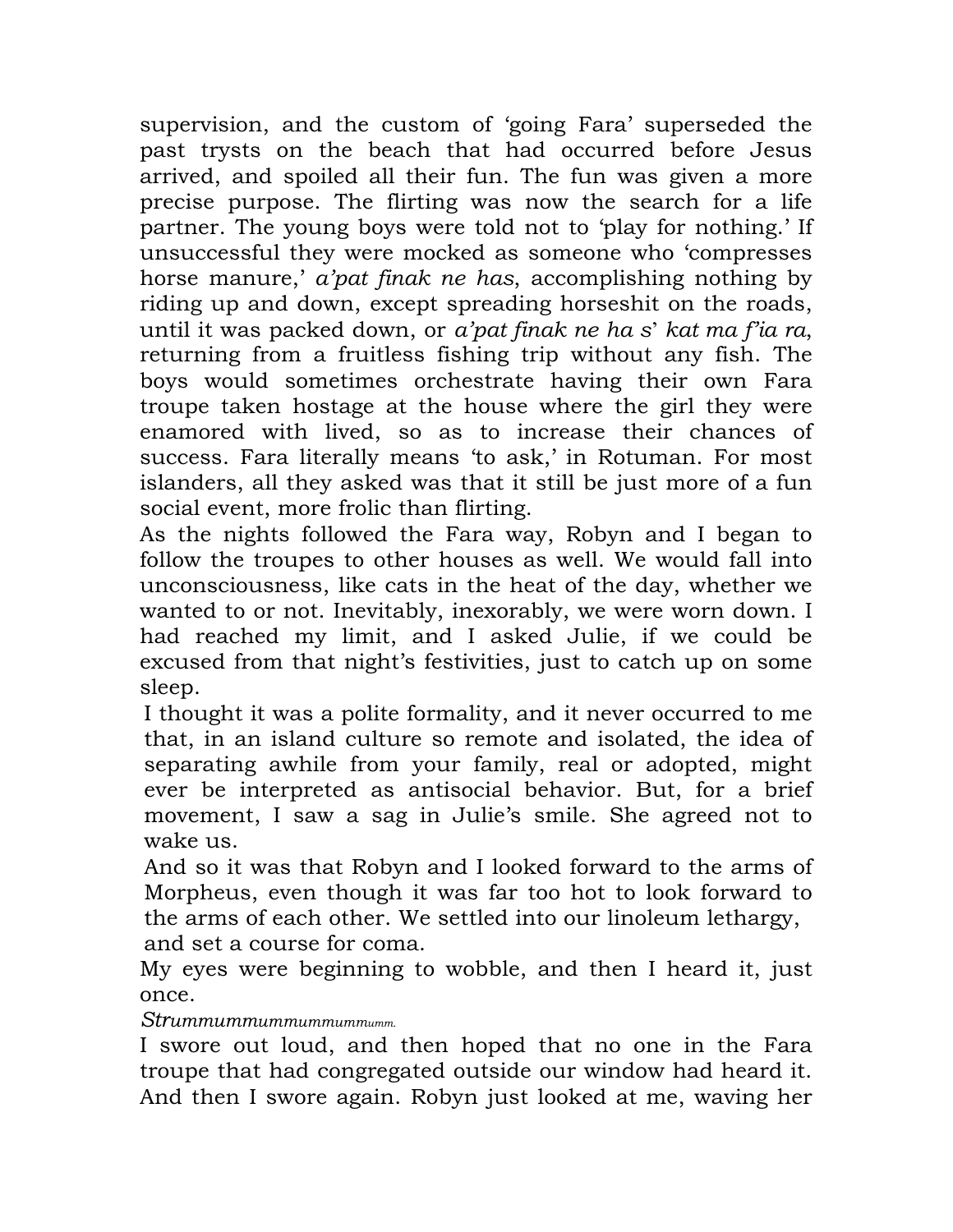supervision, and the custom of 'going Fara' superseded the past trysts on the beach that had occurred before Jesus arrived, and spoiled all their fun. The fun was given a more precise purpose. The flirting was now the search for a life partner. The young boys were told not to 'play for nothing.' If unsuccessful they were mocked as someone who 'compresses horse manure,' *a'pat finak ne has,* accomplishing nothing by riding up and down, except spreading horseshit on the roads, until it was packed down, or *a'pat finak ne ha s' kat ma f'ia ra*, returning from a fruitless fishing trip without any fish. The boys would sometimes orchestrate having their own Fara troupe taken hostage at the house where the girl they were enamored with lived, so as to increase their chances of success. Fara literally means 'to ask,' in Rotuman. For most islanders, all they asked was that it still be just more of a fun social event, more frolic than flirting.

As the nights followed the Fara way, Robyn and I began to follow the troupes to other houses as well. We would fall into unconsciousness, like cats in the heat of the day, whether we wanted to or not. Inevitably, inexorably, we were worn down. I had reached my limit, and I asked Julie, if we could be excused from that night's festivities, just to catch up on some sleep.

I thought it was a polite formality, and it never occurred to me that, in an island culture so remote and isolated, the idea of separating awhile from your family, real or adopted, might ever be interpreted as antisocial behavior. But, for a brief movement, I saw a sag in Julie's smile. She agreed not to wake us.

And so it was that Robyn and I looked forward to the arms of Morpheus, even though it was far too hot to look forward to the arms of each other. We settled into our linoleum lethargy, and set a course for coma.

My eyes were beginning to wobble, and then I heard it, just once.

*Strummummummummummumm.*

I swore out loud, and then hoped that no one in the Fara troupe that had congregated outside our window had heard it. And then I swore again. Robyn just looked at me, waving her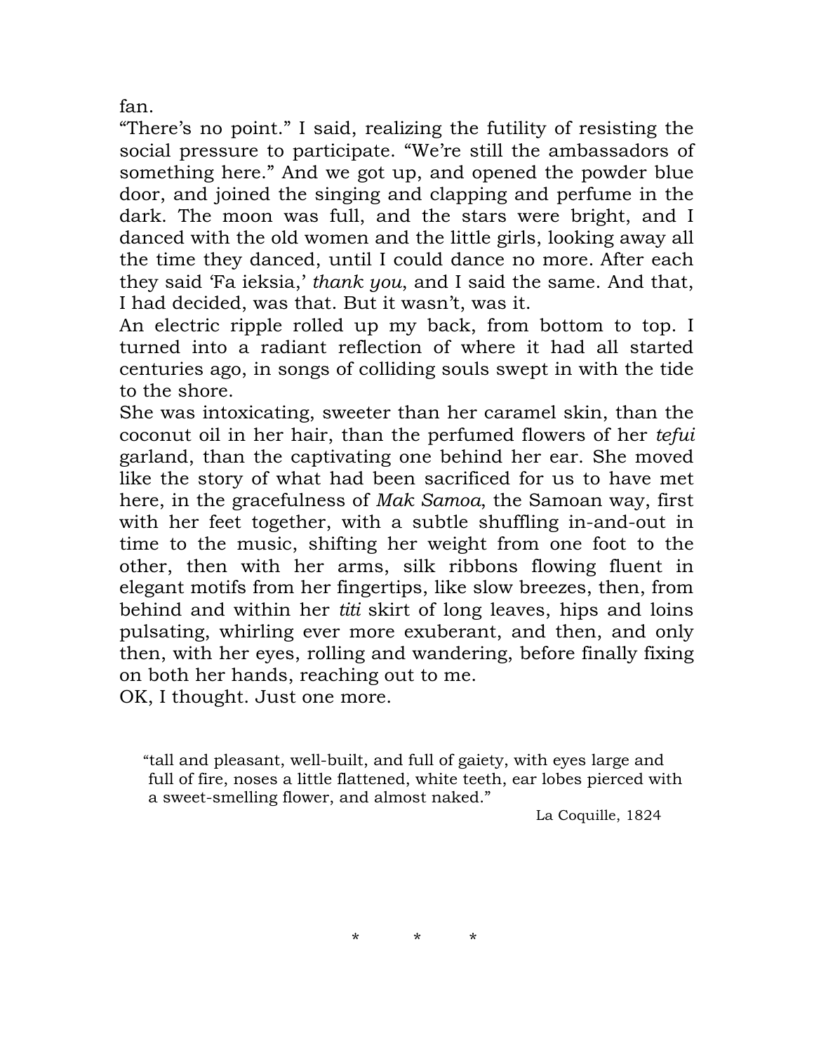fan.

“There’s no point.” I said, realizing the futility of resisting the social pressure to participate. “We’re still the ambassadors of something here.” And we got up, and opened the powder blue door, and joined the singing and clapping and perfume in the dark. The moon was full, and the stars were bright, and I danced with the old women and the little girls, looking away all the time they danced, until I could dance no more. After each they said ‘Fa ieksia,’ *thank you*, and I said the same. And that, I had decided, was that. But it wasn’t, was it.

An electric ripple rolled up my back, from bottom to top. I turned into a radiant reflection of where it had all started centuries ago, in songs of colliding souls swept in with the tide to the shore.

She was intoxicating, sweeter than her caramel skin, than the coconut oil in her hair, than the perfumed flowers of her *tefui* garland, than the captivating one behind her ear. She moved like the story of what had been sacrificed for us to have met here, in the gracefulness of *Mak Samoa*, the Samoan way, first with her feet together, with a subtle shuffling in-and-out in time to the music, shifting her weight from one foot to the other, then with her arms, silk ribbons flowing fluent in elegant motifs from her fingertips, like slow breezes, then, from behind and within her *titi* skirt of long leaves, hips and loins pulsating, whirling ever more exuberant, and then, and only then, with her eyes, rolling and wandering, before finally fixing on both her hands, reaching out to me.

OK, I thought. Just one more.

> “tall and pleasant, well-built, and full of gaiety, with eyes large and full of fire, noses a little flattened, white teeth, ear lobes pierced with a sweet-smelling flower, and almost naked.”
>
> La Coquille, 1824

\* \* \*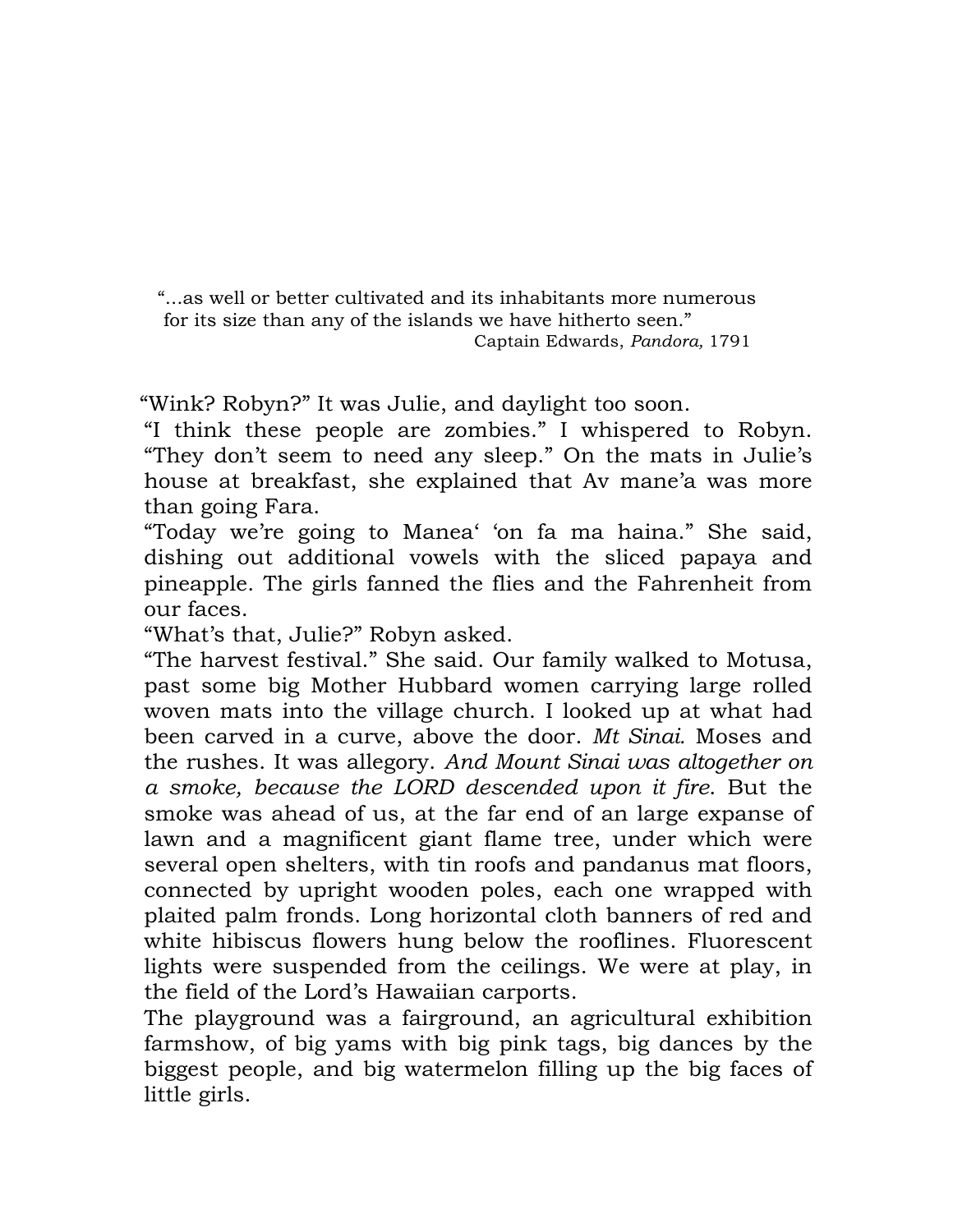"...as well or better cultivated and its inhabitants more numerous for its size than any of the islands we have hitherto seen."
Captain Edwards, *Pandora,* 1791

"Wink? Robyn?" It was Julie, and daylight too soon.

"I think these people are zombies." I whispered to Robyn. "They don't seem to need any sleep." On the mats in Julie's house at breakfast, she explained that Av mane'a was more than going Fara.

"Today we're going to Manea' 'on fa ma haina." She said, dishing out additional vowels with the sliced papaya and pineapple. The girls fanned the flies and the Fahrenheit from our faces.

"What's that, Julie?" Robyn asked.

"The harvest festival." She said. Our family walked to Motusa, past some big Mother Hubbard women carrying large rolled woven mats into the village church. I looked up at what had been carved in a curve, above the door. *Mt Sinai.* Moses and the rushes. It was allegory. *And Mount Sinai was altogether on a smoke, because the LORD descended upon it fire*. But the smoke was ahead of us, at the far end of an large expanse of lawn and a magnificent giant flame tree, under which were several open shelters, with tin roofs and pandanus mat floors, connected by upright wooden poles, each one wrapped with plaited palm fronds. Long horizontal cloth banners of red and white hibiscus flowers hung below the rooflines. Fluorescent lights were suspended from the ceilings. We were at play, in the field of the Lord's Hawaiian carports.

The playground was a fairground, an agricultural exhibition farmshow, of big yams with big pink tags, big dances by the biggest people, and big watermelon filling up the big faces of little girls.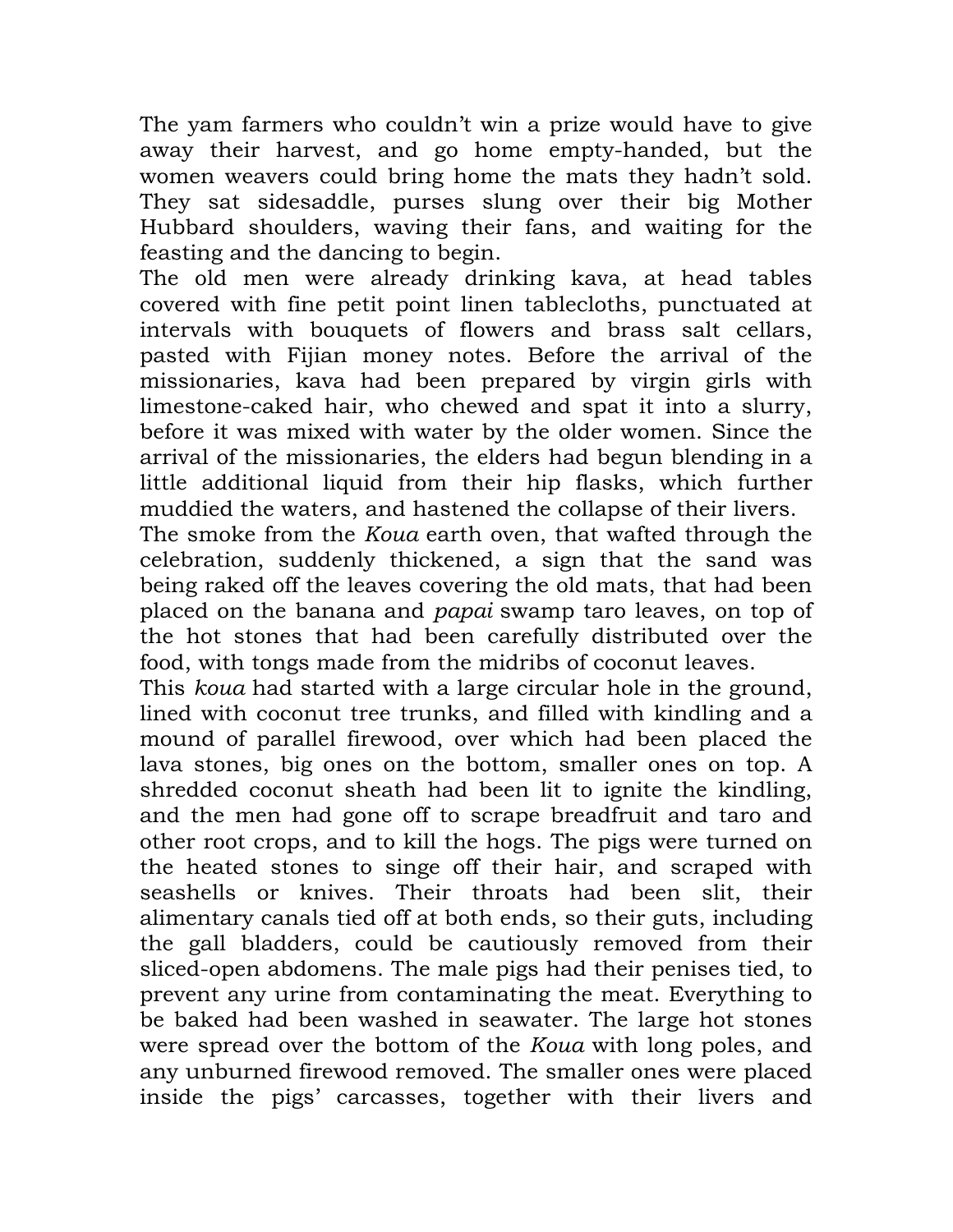The yam farmers who couldn’t win a prize would have to give away their harvest, and go home empty-handed, but the women weavers could bring home the mats they hadn’t sold. They sat sidesaddle, purses slung over their big Mother Hubbard shoulders, waving their fans, and waiting for the feasting and the dancing to begin.

The old men were already drinking kava, at head tables covered with fine petit point linen tablecloths, punctuated at intervals with bouquets of flowers and brass salt cellars, pasted with Fijian money notes. Before the arrival of the missionaries, kava had been prepared by virgin girls with limestone-caked hair, who chewed and spat it into a slurry, before it was mixed with water by the older women. Since the arrival of the missionaries, the elders had begun blending in a little additional liquid from their hip flasks, which further muddied the waters, and hastened the collapse of their livers.

The smoke from the *Koua* earth oven, that wafted through the celebration, suddenly thickened, a sign that the sand was being raked off the leaves covering the old mats, that had been placed on the banana and *papai* swamp taro leaves, on top of the hot stones that had been carefully distributed over the food, with tongs made from the midribs of coconut leaves.

This *koua* had started with a large circular hole in the ground, lined with coconut tree trunks, and filled with kindling and a mound of parallel firewood, over which had been placed the lava stones, big ones on the bottom, smaller ones on top. A shredded coconut sheath had been lit to ignite the kindling, and the men had gone off to scrape breadfruit and taro and other root crops, and to kill the hogs. The pigs were turned on the heated stones to singe off their hair, and scraped with seashells or knives. Their throats had been slit, their alimentary canals tied off at both ends, so their guts, including the gall bladders, could be cautiously removed from their sliced-open abdomens. The male pigs had their penises tied, to prevent any urine from contaminating the meat. Everything to be baked had been washed in seawater. The large hot stones were spread over the bottom of the *Koua* with long poles, and any unburned firewood removed. The smaller ones were placed inside the pigs’ carcasses, together with their livers and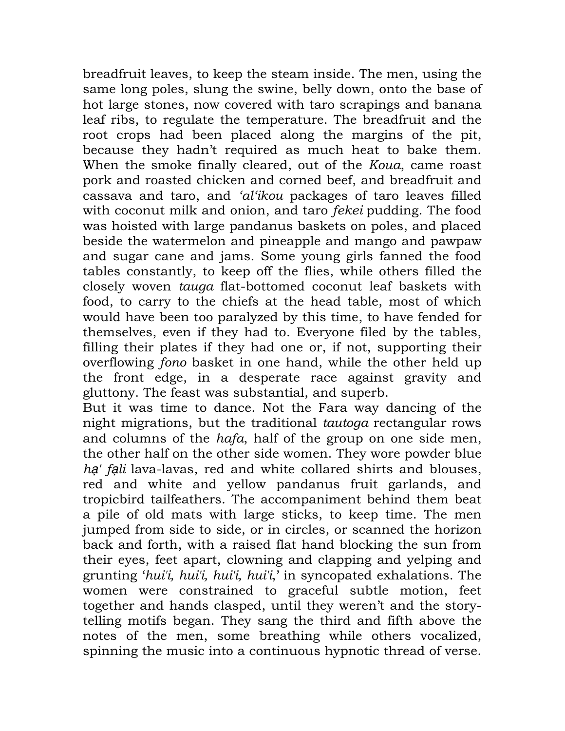breadfruit leaves, to keep the steam inside. The men, using the same long poles, slung the swine, belly down, onto the base of hot large stones, now covered with taro scrapings and banana leaf ribs, to regulate the temperature. The breadfruit and the root crops had been placed along the margins of the pit, because they hadn't required as much heat to bake them. When the smoke finally cleared, out of the *Koua*, came roast pork and roasted chicken and corned beef, and breadfruit and cassava and taro, and *'al'ikou* packages of taro leaves filled with coconut milk and onion, and taro *fekei* pudding. The food was hoisted with large pandanus baskets on poles, and placed beside the watermelon and pineapple and mango and pawpaw and sugar cane and jams. Some young girls fanned the food tables constantly, to keep off the flies, while others filled the closely woven *tauga* flat-bottomed coconut leaf baskets with food, to carry to the chiefs at the head table, most of which would have been too paralyzed by this time, to have fended for themselves, even if they had to. Everyone filed by the tables, filling their plates if they had one or, if not, supporting their overflowing *fono* basket in one hand, while the other held up the front edge, in a desperate race against gravity and gluttony. The feast was substantial, and superb.

But it was time to dance. Not the Fara way dancing of the night migrations, but the traditional *tautoga* rectangular rows and columns of the *hafa*, half of the group on one side men, the other half on the other side women. They wore powder blue *hạ' fạli* lava-lavas, red and white collared shirts and blouses, red and white and yellow pandanus fruit garlands, and tropicbird tailfeathers. The accompaniment behind them beat a pile of old mats with large sticks, to keep time. The men jumped from side to side, or in circles, or scanned the horizon back and forth, with a raised flat hand blocking the sun from their eyes, feet apart, clowning and clapping and yelping and grunting '*hui'i, hui'i, hui'i, hui'i,*' in syncopated exhalations. The women were constrained to graceful subtle motion, feet together and hands clasped, until they weren't and the story-telling motifs began. They sang the third and fifth above the notes of the men, some breathing while others vocalized, spinning the music into a continuous hypnotic thread of verse.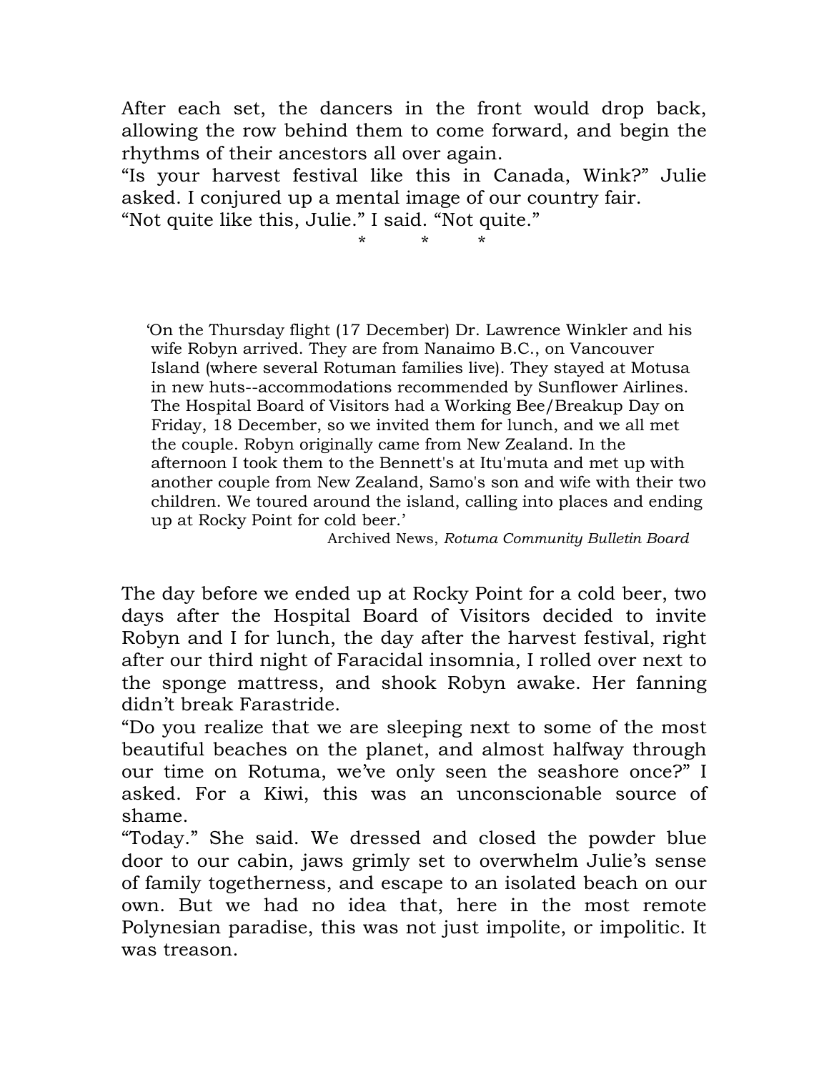After each set, the dancers in the front would drop back, allowing the row behind them to come forward, and begin the rhythms of their ancestors all over again.

“Is your harvest festival like this in Canada, Wink?” Julie asked. I conjured up a mental image of our country fair.

“Not quite like this, Julie.” I said. “Not quite.”

\*   \*   \*

> ‘On the Thursday flight (17 December) Dr. Lawrence Winkler and his wife Robyn arrived. They are from Nanaimo B.C., on Vancouver Island (where several Rotuman families live). They stayed at Motusa in new huts--accommodations recommended by Sunflower Airlines. The Hospital Board of Visitors had a Working Bee/Breakup Day on Friday, 18 December, so we invited them for lunch, and we all met the couple. Robyn originally came from New Zealand. In the afternoon I took them to the Bennett's at Itu'muta and met up with another couple from New Zealand, Samo's son and wife with their two children. We toured around the island, calling into places and ending up at Rocky Point for cold beer.’
>
> Archived News, *Rotuma Community Bulletin Board*

The day before we ended up at Rocky Point for a cold beer, two days after the Hospital Board of Visitors decided to invite Robyn and I for lunch, the day after the harvest festival, right after our third night of Faracidal insomnia, I rolled over next to the sponge mattress, and shook Robyn awake. Her fanning didn’t break Farastride.

“Do you realize that we are sleeping next to some of the most beautiful beaches on the planet, and almost halfway through our time on Rotuma, we’ve only seen the seashore once?” I asked. For a Kiwi, this was an unconscionable source of shame.

“Today.” She said. We dressed and closed the powder blue door to our cabin, jaws grimly set to overwhelm Julie’s sense of family togetherness, and escape to an isolated beach on our own. But we had no idea that, here in the most remote Polynesian paradise, this was not just impolite, or impolitic. It was treason.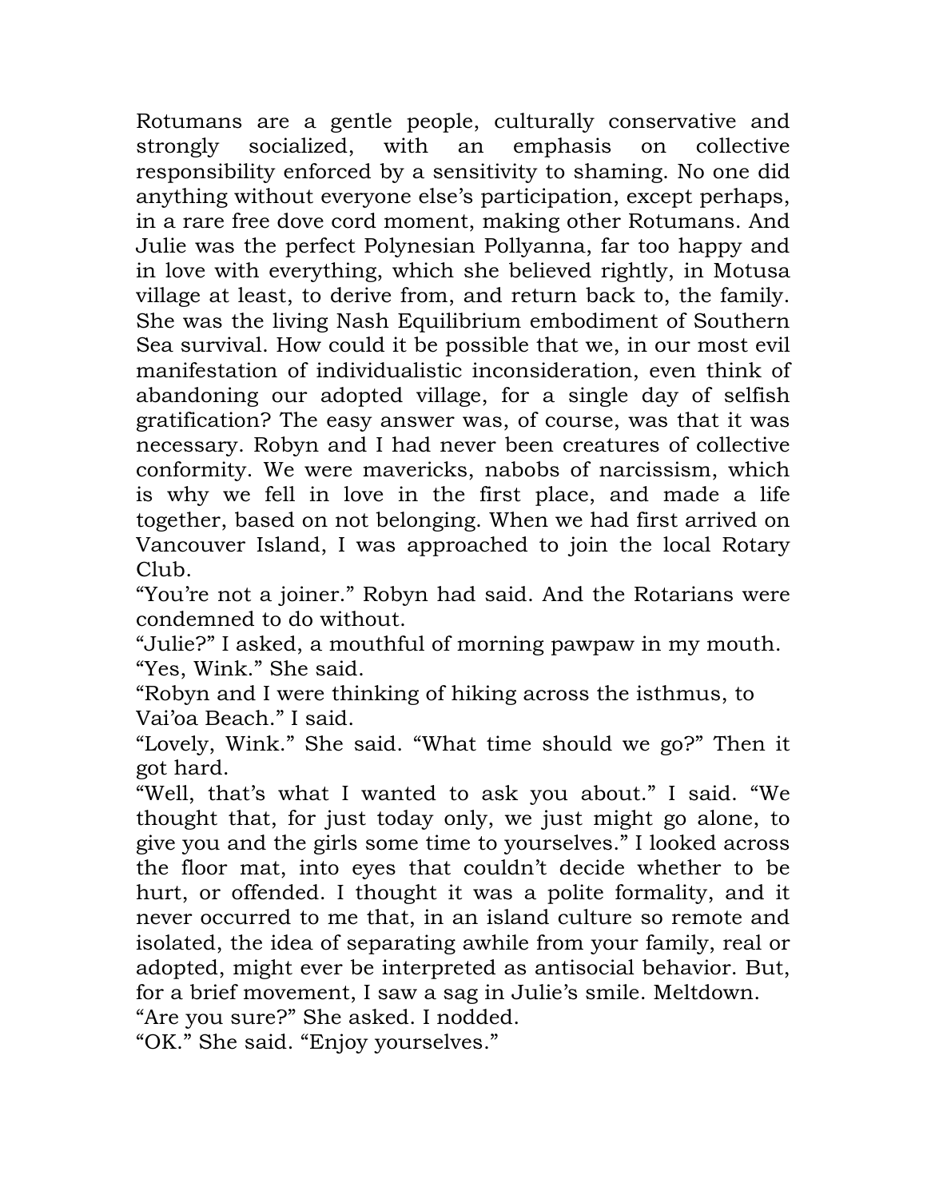Rotumans are a gentle people, culturally conservative and strongly socialized, with an emphasis on collective responsibility enforced by a sensitivity to shaming. No one did anything without everyone else's participation, except perhaps, in a rare free dove cord moment, making other Rotumans. And Julie was the perfect Polynesian Pollyanna, far too happy and in love with everything, which she believed rightly, in Motusa village at least, to derive from, and return back to, the family. She was the living Nash Equilibrium embodiment of Southern Sea survival. How could it be possible that we, in our most evil manifestation of individualistic inconsideration, even think of abandoning our adopted village, for a single day of selfish gratification? The easy answer was, of course, was that it was necessary. Robyn and I had never been creatures of collective conformity. We were mavericks, nabobs of narcissism, which is why we fell in love in the first place, and made a life together, based on not belonging. When we had first arrived on Vancouver Island, I was approached to join the local Rotary Club.

"You're not a joiner." Robyn had said. And the Rotarians were condemned to do without.

"Julie?" I asked, a mouthful of morning pawpaw in my mouth.

"Yes, Wink." She said.

"Robyn and I were thinking of hiking across the isthmus, to Vai'oa Beach." I said.

"Lovely, Wink." She said. "What time should we go?" Then it got hard.

"Well, that's what I wanted to ask you about." I said. "We thought that, for just today only, we just might go alone, to give you and the girls some time to yourselves." I looked across the floor mat, into eyes that couldn't decide whether to be hurt, or offended. I thought it was a polite formality, and it never occurred to me that, in an island culture so remote and isolated, the idea of separating awhile from your family, real or adopted, might ever be interpreted as antisocial behavior. But, for a brief movement, I saw a sag in Julie's smile. Meltdown.

"Are you sure?" She asked. I nodded.

"OK." She said. "Enjoy yourselves."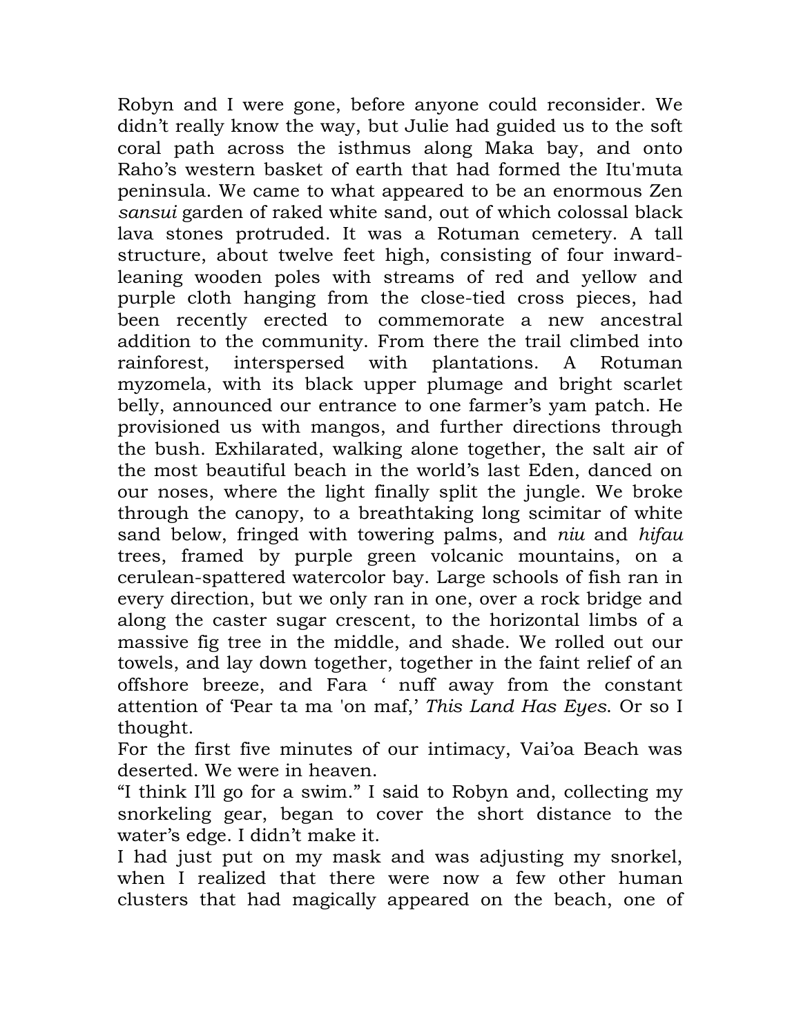Robyn and I were gone, before anyone could reconsider. We didn't really know the way, but Julie had guided us to the soft coral path across the isthmus along Maka bay, and onto Raho's western basket of earth that had formed the Itu'muta peninsula. We came to what appeared to be an enormous Zen *sansui* garden of raked white sand, out of which colossal black lava stones protruded. It was a Rotuman cemetery. A tall structure, about twelve feet high, consisting of four inward-leaning wooden poles with streams of red and yellow and purple cloth hanging from the close-tied cross pieces, had been recently erected to commemorate a new ancestral addition to the community. From there the trail climbed into rainforest, interspersed with plantations. A Rotuman myzomela, with its black upper plumage and bright scarlet belly, announced our entrance to one farmer's yam patch. He provisioned us with mangos, and further directions through the bush. Exhilarated, walking alone together, the salt air of the most beautiful beach in the world's last Eden, danced on our noses, where the light finally split the jungle. We broke through the canopy, to a breathtaking long scimitar of white sand below, fringed with towering palms, and *niu* and *hifau* trees, framed by purple green volcanic mountains, on a cerulean-spattered watercolor bay. Large schools of fish ran in every direction, but we only ran in one, over a rock bridge and along the caster sugar crescent, to the horizontal limbs of a massive fig tree in the middle, and shade. We rolled out our towels, and lay down together, together in the faint relief of an offshore breeze, and Fara ' nuff away from the constant attention of 'Pear ta ma 'on maf,' *This Land Has Eyes*. Or so I thought.

For the first five minutes of our intimacy, Vai'oa Beach was deserted. We were in heaven.

"I think I'll go for a swim." I said to Robyn and, collecting my snorkeling gear, began to cover the short distance to the water's edge. I didn't make it.

I had just put on my mask and was adjusting my snorkel, when I realized that there were now a few other human clusters that had magically appeared on the beach, one of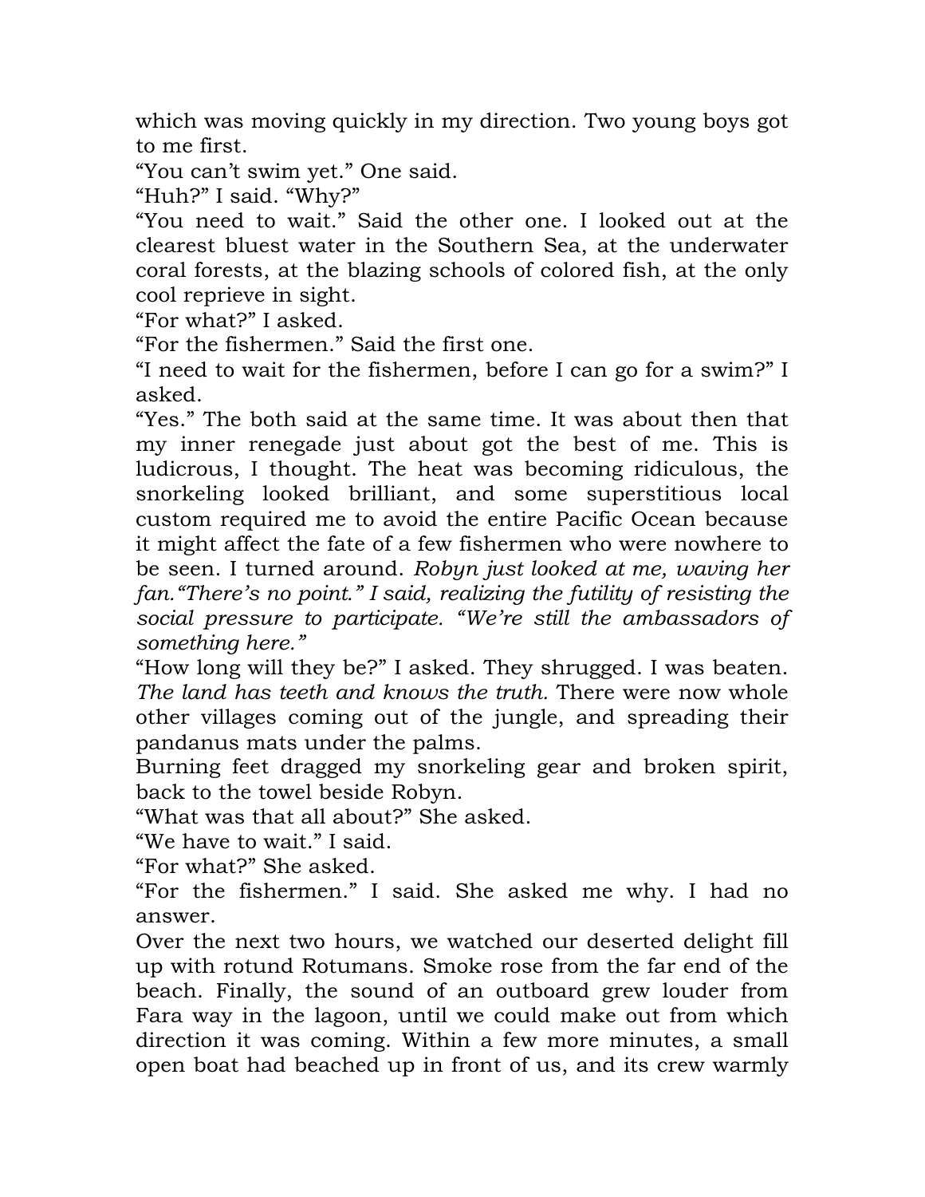which was moving quickly in my direction. Two young boys got to me first.

"You can't swim yet." One said.

"Huh?" I said. "Why?"

"You need to wait." Said the other one. I looked out at the clearest bluest water in the Southern Sea, at the underwater coral forests, at the blazing schools of colored fish, at the only cool reprieve in sight.

"For what?" I asked.

"For the fishermen." Said the first one.

"I need to wait for the fishermen, before I can go for a swim?" I asked.

"Yes." The both said at the same time. It was about then that my inner renegade just about got the best of me. This is ludicrous, I thought. The heat was becoming ridiculous, the snorkeling looked brilliant, and some superstitious local custom required me to avoid the entire Pacific Ocean because it might affect the fate of a few fishermen who were nowhere to be seen. I turned around. *Robyn just looked at me, waving her fan."There's no point." I said, realizing the futility of resisting the social pressure to participate. "We're still the ambassadors of something here."*

"How long will they be?" I asked. They shrugged. I was beaten. *The land has teeth and knows the truth.* There were now whole other villages coming out of the jungle, and spreading their pandanus mats under the palms.

Burning feet dragged my snorkeling gear and broken spirit, back to the towel beside Robyn.

"What was that all about?" She asked.

"We have to wait." I said.

"For what?" She asked.

"For the fishermen." I said. She asked me why. I had no answer.

Over the next two hours, we watched our deserted delight fill up with rotund Rotumans. Smoke rose from the far end of the beach. Finally, the sound of an outboard grew louder from Fara way in the lagoon, until we could make out from which direction it was coming. Within a few more minutes, a small open boat had beached up in front of us, and its crew warmly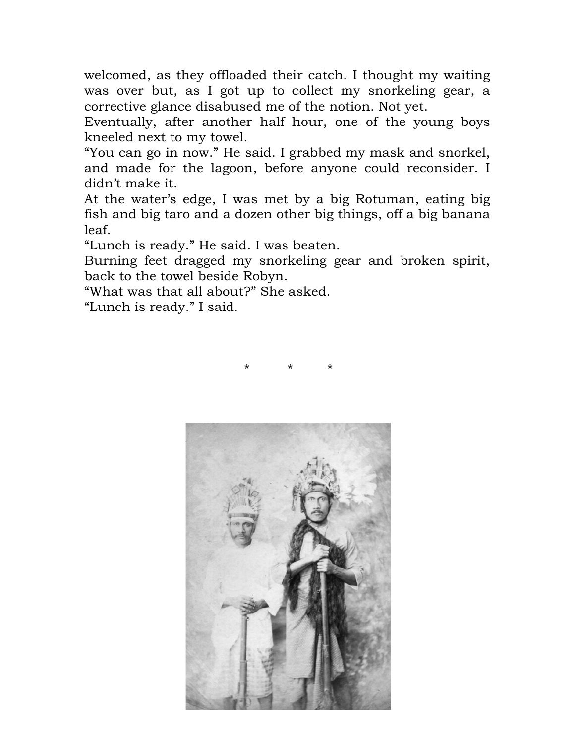welcomed, as they offloaded their catch. I thought my waiting was over but, as I got up to collect my snorkeling gear, a corrective glance disabused me of the notion. Not yet.

Eventually, after another half hour, one of the young boys kneeled next to my towel.

“You can go in now.” He said. I grabbed my mask and snorkel, and made for the lagoon, before anyone could reconsider. I didn’t make it.

At the water’s edge, I was met by a big Rotuman, eating big fish and big taro and a dozen other big things, off a big banana leaf.

“Lunch is ready.” He said. I was beaten.

Burning feet dragged my snorkeling gear and broken spirit, back to the towel beside Robyn.

“What was that all about?” She asked.

“Lunch is ready.” I said.

\* \* \*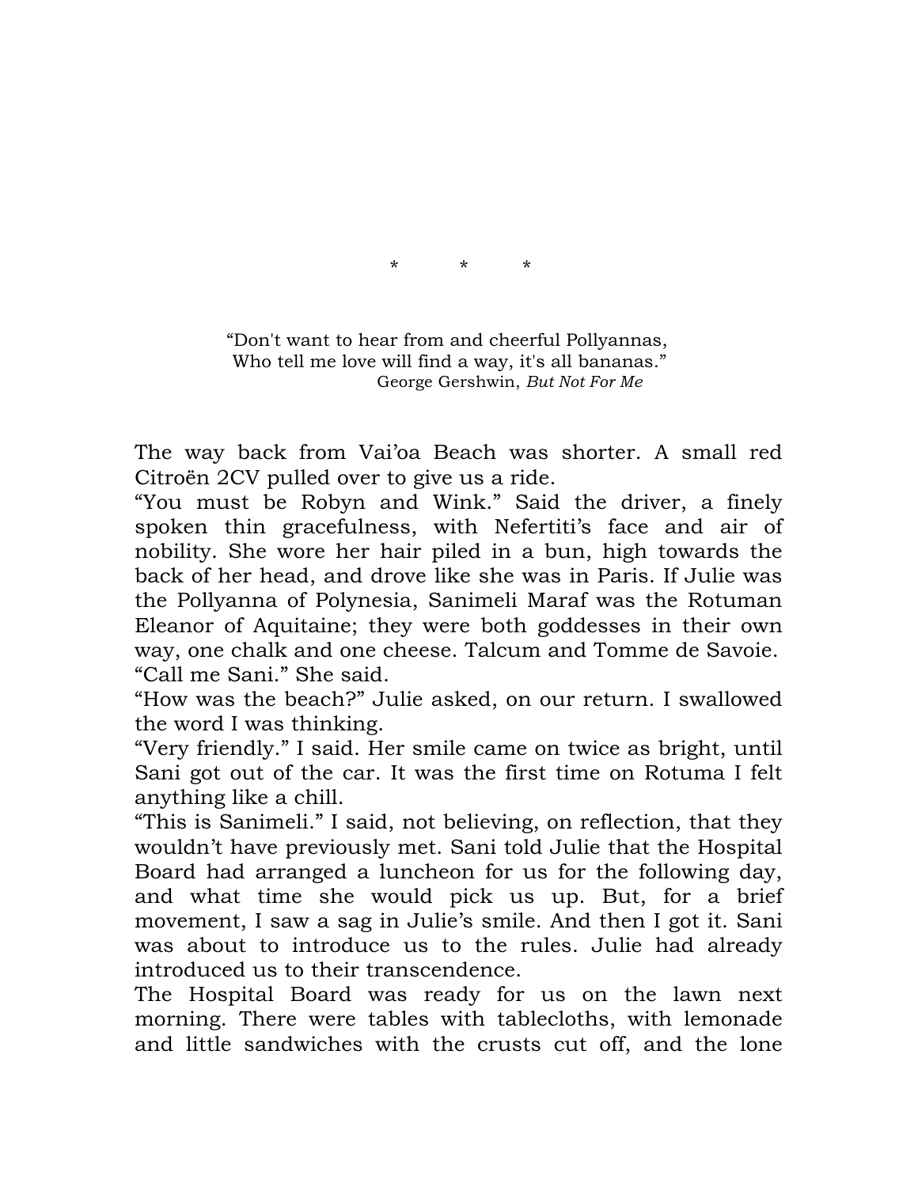\*           \*           \*

> "Don't want to hear from and cheerful Pollyannas,
> Who tell me love will find a way, it's all bananas."
> George Gershwin, *But Not For Me*

The way back from Vai'oa Beach was shorter. A small red Citroën 2CV pulled over to give us a ride.

"You must be Robyn and Wink." Said the driver, a finely spoken thin gracefulness, with Nefertiti's face and air of nobility. She wore her hair piled in a bun, high towards the back of her head, and drove like she was in Paris. If Julie was the Pollyanna of Polynesia, Sanimeli Maraf was the Rotuman Eleanor of Aquitaine; they were both goddesses in their own way, one chalk and one cheese. Talcum and Tomme de Savoie.

"Call me Sani." She said.

"How was the beach?" Julie asked, on our return. I swallowed the word I was thinking.

"Very friendly." I said. Her smile came on twice as bright, until Sani got out of the car. It was the first time on Rotuma I felt anything like a chill.

"This is Sanimeli." I said, not believing, on reflection, that they wouldn't have previously met. Sani told Julie that the Hospital Board had arranged a luncheon for us for the following day, and what time she would pick us up. But, for a brief movement, I saw a sag in Julie's smile. And then I got it. Sani was about to introduce us to the rules. Julie had already introduced us to their transcendence.

The Hospital Board was ready for us on the lawn next morning. There were tables with tablecloths, with lemonade and little sandwiches with the crusts cut off, and the lone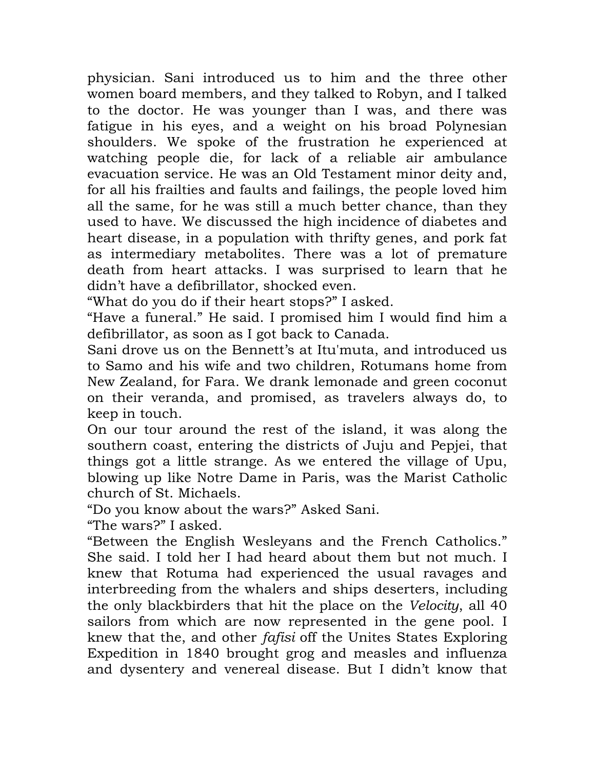physician. Sani introduced us to him and the three other women board members, and they talked to Robyn, and I talked to the doctor. He was younger than I was, and there was fatigue in his eyes, and a weight on his broad Polynesian shoulders. We spoke of the frustration he experienced at watching people die, for lack of a reliable air ambulance evacuation service. He was an Old Testament minor deity and, for all his frailties and faults and failings, the people loved him all the same, for he was still a much better chance, than they used to have. We discussed the high incidence of diabetes and heart disease, in a population with thrifty genes, and pork fat as intermediary metabolites. There was a lot of premature death from heart attacks. I was surprised to learn that he didn't have a defibrillator, shocked even.

"What do you do if their heart stops?" I asked.

"Have a funeral." He said. I promised him I would find him a defibrillator, as soon as I got back to Canada.

Sani drove us on the Bennett's at Itu'muta, and introduced us to Samo and his wife and two children, Rotumans home from New Zealand, for Fara. We drank lemonade and green coconut on their veranda, and promised, as travelers always do, to keep in touch.

On our tour around the rest of the island, it was along the southern coast, entering the districts of Juju and Pepjei, that things got a little strange. As we entered the village of Upu, blowing up like Notre Dame in Paris, was the Marist Catholic church of St. Michaels.

"Do you know about the wars?" Asked Sani.

"The wars?" I asked.

"Between the English Wesleyans and the French Catholics." She said. I told her I had heard about them but not much. I knew that Rotuma had experienced the usual ravages and interbreeding from the whalers and ships deserters, including the only blackbirders that hit the place on the *Velocity*, all 40 sailors from which are now represented in the gene pool. I knew that the, and other *fafisi* off the Unites States Exploring Expedition in 1840 brought grog and measles and influenza and dysentery and venereal disease. But I didn't know that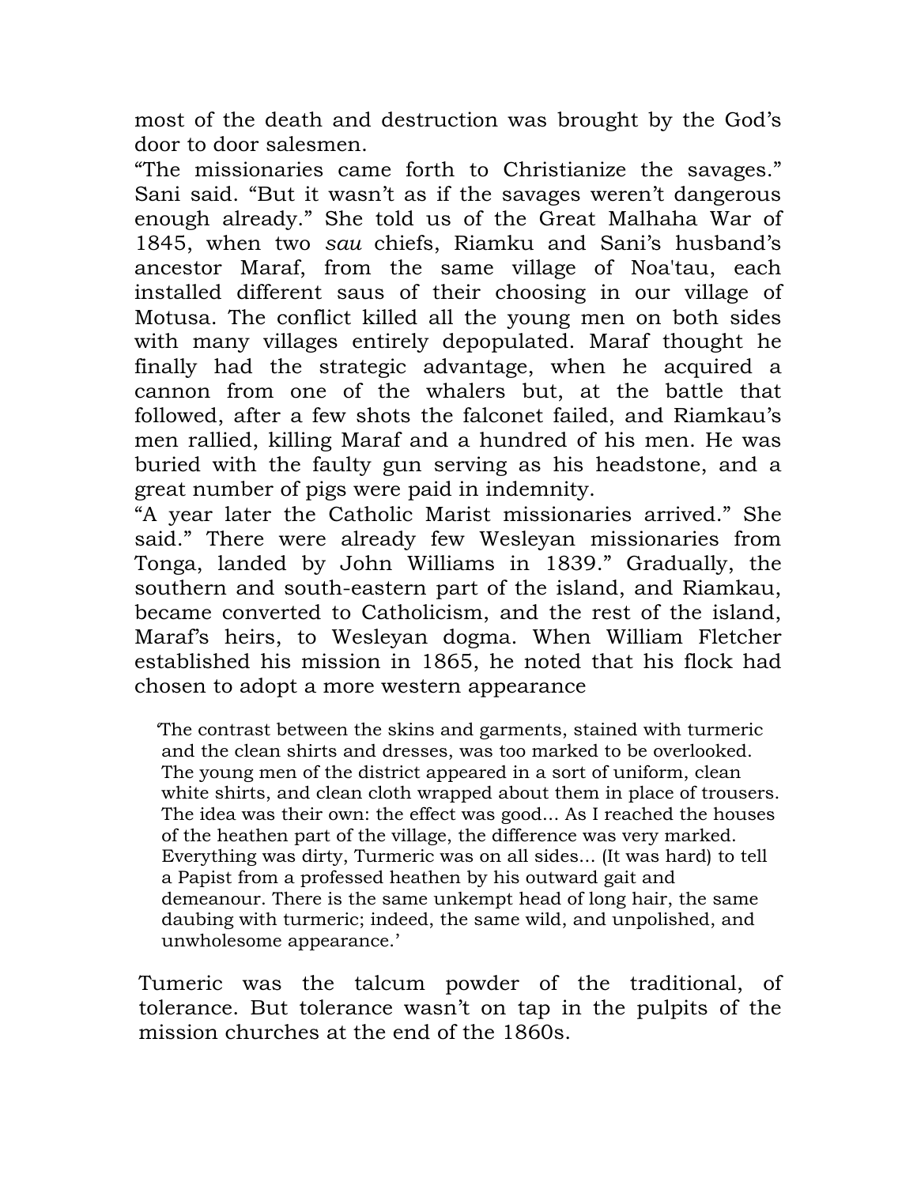most of the death and destruction was brought by the God's door to door salesmen.

"The missionaries came forth to Christianize the savages." Sani said. "But it wasn't as if the savages weren't dangerous enough already." She told us of the Great Malhaha War of 1845, when two *sau* chiefs, Riamku and Sani's husband's ancestor Maraf, from the same village of Noa'tau, each installed different saus of their choosing in our village of Motusa. The conflict killed all the young men on both sides with many villages entirely depopulated. Maraf thought he finally had the strategic advantage, when he acquired a cannon from one of the whalers but, at the battle that followed, after a few shots the falconet failed, and Riamkau's men rallied, killing Maraf and a hundred of his men. He was buried with the faulty gun serving as his headstone, and a great number of pigs were paid in indemnity.

"A year later the Catholic Marist missionaries arrived." She said." There were already few Wesleyan missionaries from Tonga, landed by John Williams in 1839." Gradually, the southern and south-eastern part of the island, and Riamkau, became converted to Catholicism, and the rest of the island, Maraf's heirs, to Wesleyan dogma. When William Fletcher established his mission in 1865, he noted that his flock had chosen to adopt a more western appearance

> 'The contrast between the skins and garments, stained with turmeric and the clean shirts and dresses, was too marked to be overlooked. The young men of the district appeared in a sort of uniform, clean white shirts, and clean cloth wrapped about them in place of trousers. The idea was their own: the effect was good... As I reached the houses of the heathen part of the village, the difference was very marked. Everything was dirty, Turmeric was on all sides... (It was hard) to tell a Papist from a professed heathen by his outward gait and demeanour. There is the same unkempt head of long hair, the same daubing with turmeric; indeed, the same wild, and unpolished, and unwholesome appearance.'

Tumeric was the talcum powder of the traditional, of tolerance. But tolerance wasn't on tap in the pulpits of the mission churches at the end of the 1860s.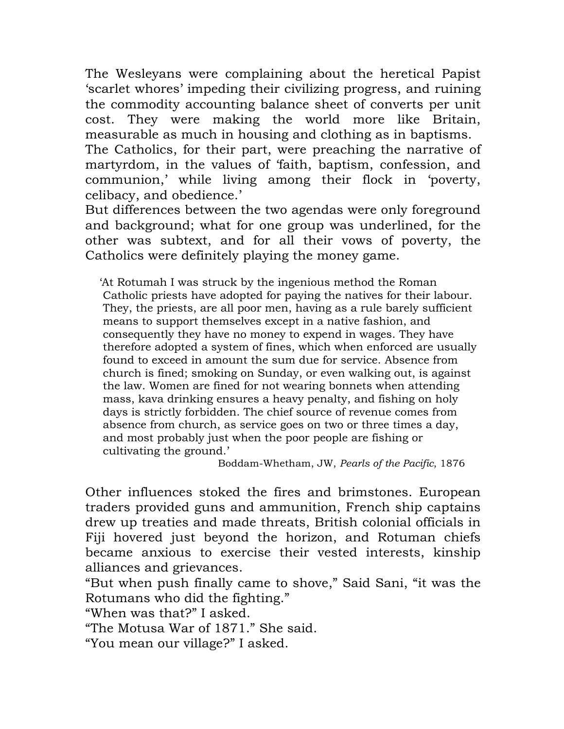The Wesleyans were complaining about the heretical Papist 'scarlet whores' impeding their civilizing progress, and ruining the commodity accounting balance sheet of converts per unit cost. They were making the world more like Britain, measurable as much in housing and clothing as in baptisms.

The Catholics, for their part, were preaching the narrative of martyrdom, in the values of 'faith, baptism, confession, and communion,' while living among their flock in 'poverty, celibacy, and obedience.'

But differences between the two agendas were only foreground and background; what for one group was underlined, for the other was subtext, and for all their vows of poverty, the Catholics were definitely playing the money game.

> 'At Rotumah I was struck by the ingenious method the Roman Catholic priests have adopted for paying the natives for their labour. They, the priests, are all poor men, having as a rule barely sufficient means to support themselves except in a native fashion, and consequently they have no money to expend in wages. They have therefore adopted a system of fines, which when enforced are usually found to exceed in amount the sum due for service. Absence from church is fined; smoking on Sunday, or even walking out, is against the law. Women are fined for not wearing bonnets when attending mass, kava drinking ensures a heavy penalty, and fishing on holy days is strictly forbidden. The chief source of revenue comes from absence from church, as service goes on two or three times a day, and most probably just when the poor people are fishing or cultivating the ground.'
>
> Boddam-Whetham, JW, *Pearls of the Pacific*, 1876

Other influences stoked the fires and brimstones. European traders provided guns and ammunition, French ship captains drew up treaties and made threats, British colonial officials in Fiji hovered just beyond the horizon, and Rotuman chiefs became anxious to exercise their vested interests, kinship alliances and grievances.

"But when push finally came to shove," Said Sani, "it was the Rotumans who did the fighting."

"When was that?" I asked.

"The Motusa War of 1871." She said.

"You mean our village?" I asked.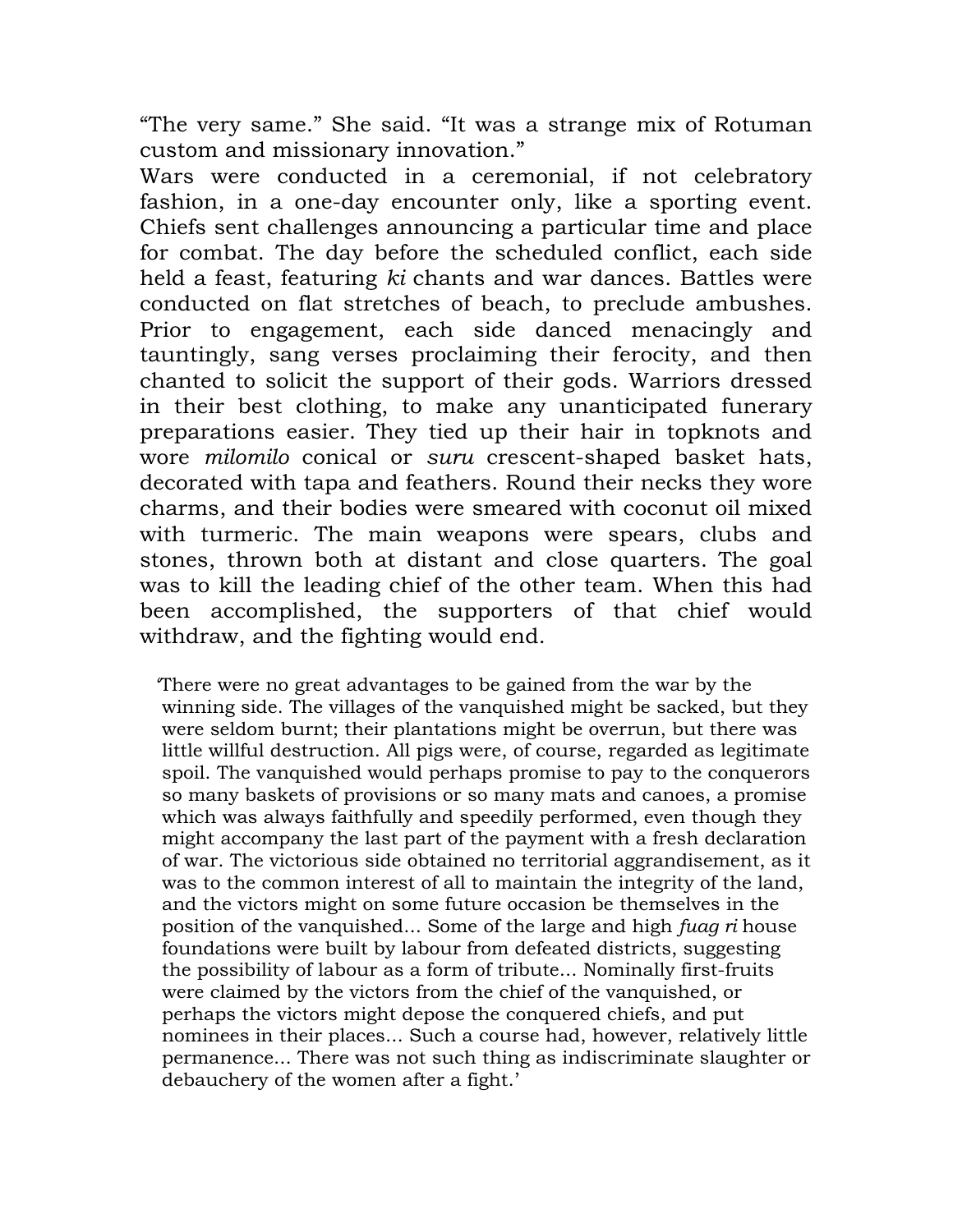“The very same.” She said. “It was a strange mix of Rotuman custom and missionary innovation.”

Wars were conducted in a ceremonial, if not celebratory fashion, in a one-day encounter only, like a sporting event. Chiefs sent challenges announcing a particular time and place for combat. The day before the scheduled conflict, each side held a feast, featuring *ki* chants and war dances. Battles were conducted on flat stretches of beach, to preclude ambushes. Prior to engagement, each side danced menacingly and tauntingly, sang verses proclaiming their ferocity, and then chanted to solicit the support of their gods. Warriors dressed in their best clothing, to make any unanticipated funerary preparations easier. They tied up their hair in topknots and wore *milomilo* conical or *suru* crescent-shaped basket hats, decorated with tapa and feathers. Round their necks they wore charms, and their bodies were smeared with coconut oil mixed with turmeric. The main weapons were spears, clubs and stones, thrown both at distant and close quarters. The goal was to kill the leading chief of the other team. When this had been accomplished, the supporters of that chief would withdraw, and the fighting would end.

> ‘There were no great advantages to be gained from the war by the winning side. The villages of the vanquished might be sacked, but they were seldom burnt; their plantations might be overrun, but there was little willful destruction. All pigs were, of course, regarded as legitimate spoil. The vanquished would perhaps promise to pay to the conquerors so many baskets of provisions or so many mats and canoes, a promise which was always faithfully and speedily performed, even though they might accompany the last part of the payment with a fresh declaration of war. The victorious side obtained no territorial aggrandisement, as it was to the common interest of all to maintain the integrity of the land, and the victors might on some future occasion be themselves in the position of the vanquished... Some of the large and high *fuag ri* house foundations were built by labour from defeated districts, suggesting the possibility of labour as a form of tribute... Nominally first-fruits were claimed by the victors from the chief of the vanquished, or perhaps the victors might depose the conquered chiefs, and put nominees in their places... Such a course had, however, relatively little permanence... There was not such thing as indiscriminate slaughter or debauchery of the women after a fight.’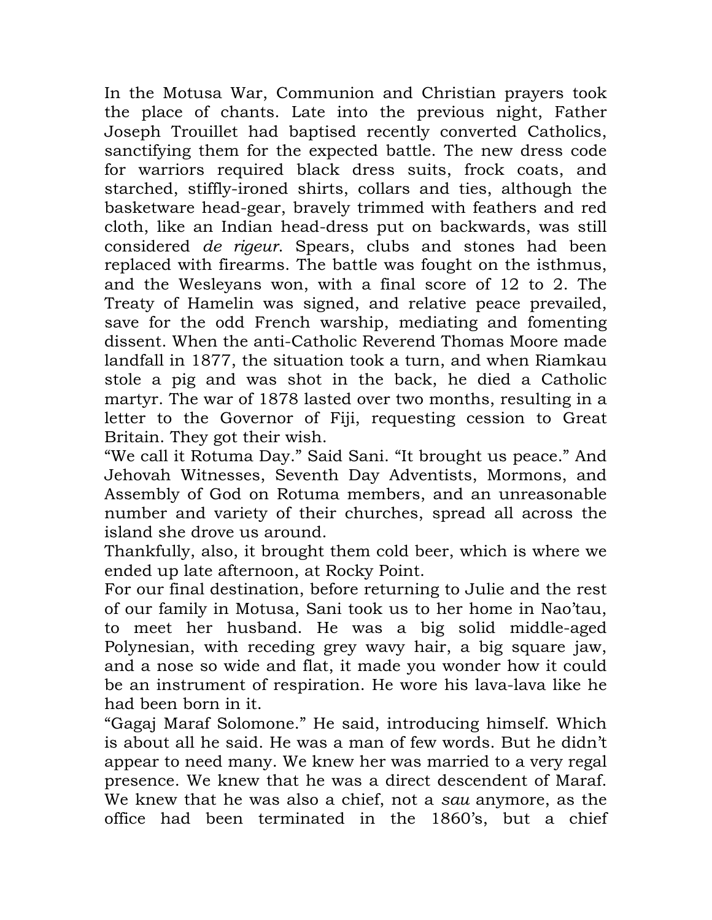In the Motusa War, Communion and Christian prayers took the place of chants. Late into the previous night, Father Joseph Trouillet had baptised recently converted Catholics, sanctifying them for the expected battle. The new dress code for warriors required black dress suits, frock coats, and starched, stiffly-ironed shirts, collars and ties, although the basketware head-gear, bravely trimmed with feathers and red cloth, like an Indian head-dress put on backwards, was still considered *de rigeur*. Spears, clubs and stones had been replaced with firearms. The battle was fought on the isthmus, and the Wesleyans won, with a final score of 12 to 2. The Treaty of Hamelin was signed, and relative peace prevailed, save for the odd French warship, mediating and fomenting dissent. When the anti-Catholic Reverend Thomas Moore made landfall in 1877, the situation took a turn, and when Riamkau stole a pig and was shot in the back, he died a Catholic martyr. The war of 1878 lasted over two months, resulting in a letter to the Governor of Fiji, requesting cession to Great Britain. They got their wish.

"We call it Rotuma Day." Said Sani. "It brought us peace." And Jehovah Witnesses, Seventh Day Adventists, Mormons, and Assembly of God on Rotuma members, and an unreasonable number and variety of their churches, spread all across the island she drove us around.

Thankfully, also, it brought them cold beer, which is where we ended up late afternoon, at Rocky Point.

For our final destination, before returning to Julie and the rest of our family in Motusa, Sani took us to her home in Nao'tau, to meet her husband. He was a big solid middle-aged Polynesian, with receding grey wavy hair, a big square jaw, and a nose so wide and flat, it made you wonder how it could be an instrument of respiration. He wore his lava-lava like he had been born in it.

"Gagaj Maraf Solomone." He said, introducing himself. Which is about all he said. He was a man of few words. But he didn't appear to need many. We knew her was married to a very regal presence. We knew that he was a direct descendent of Maraf. We knew that he was also a chief, not a *sau* anymore, as the office had been terminated in the 1860's, but a chief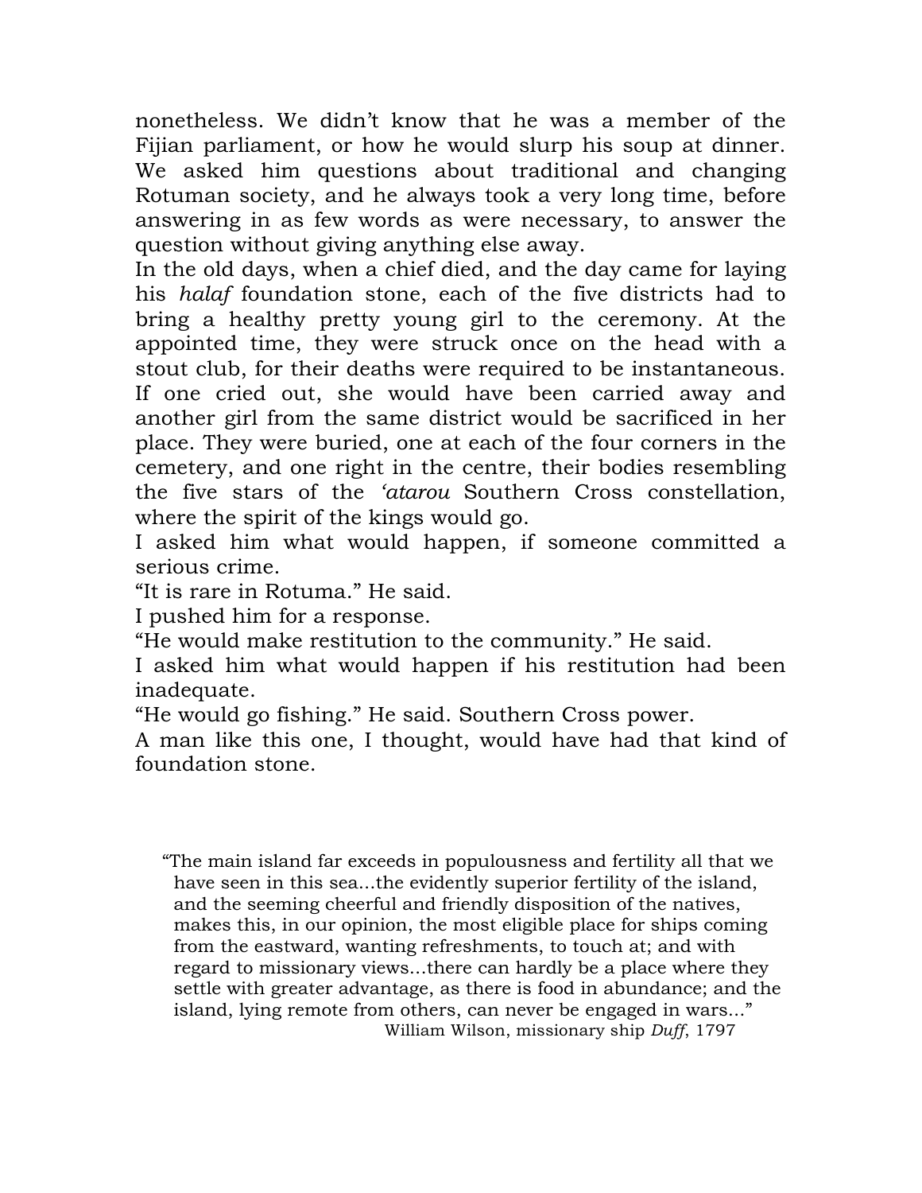nonetheless. We didn't know that he was a member of the Fijian parliament, or how he would slurp his soup at dinner. We asked him questions about traditional and changing Rotuman society, and he always took a very long time, before answering in as few words as were necessary, to answer the question without giving anything else away.

In the old days, when a chief died, and the day came for laying his *halaf* foundation stone, each of the five districts had to bring a healthy pretty young girl to the ceremony. At the appointed time, they were struck once on the head with a stout club, for their deaths were required to be instantaneous. If one cried out, she would have been carried away and another girl from the same district would be sacrificed in her place. They were buried, one at each of the four corners in the cemetery, and one right in the centre, their bodies resembling the five stars of the *'atarou* Southern Cross constellation, where the spirit of the kings would go.

I asked him what would happen, if someone committed a serious crime.

"It is rare in Rotuma." He said.

I pushed him for a response.

"He would make restitution to the community." He said.

I asked him what would happen if his restitution had been inadequate.

"He would go fishing." He said. Southern Cross power.

A man like this one, I thought, would have had that kind of foundation stone.

> "The main island far exceeds in populousness and fertility all that we have seen in this sea...the evidently superior fertility of the island, and the seeming cheerful and friendly disposition of the natives, makes this, in our opinion, the most eligible place for ships coming from the eastward, wanting refreshments, to touch at; and with regard to missionary views...there can hardly be a place where they settle with greater advantage, as there is food in abundance; and the island, lying remote from others, can never be engaged in wars..."
>
> William Wilson, missionary ship *Duff*, 1797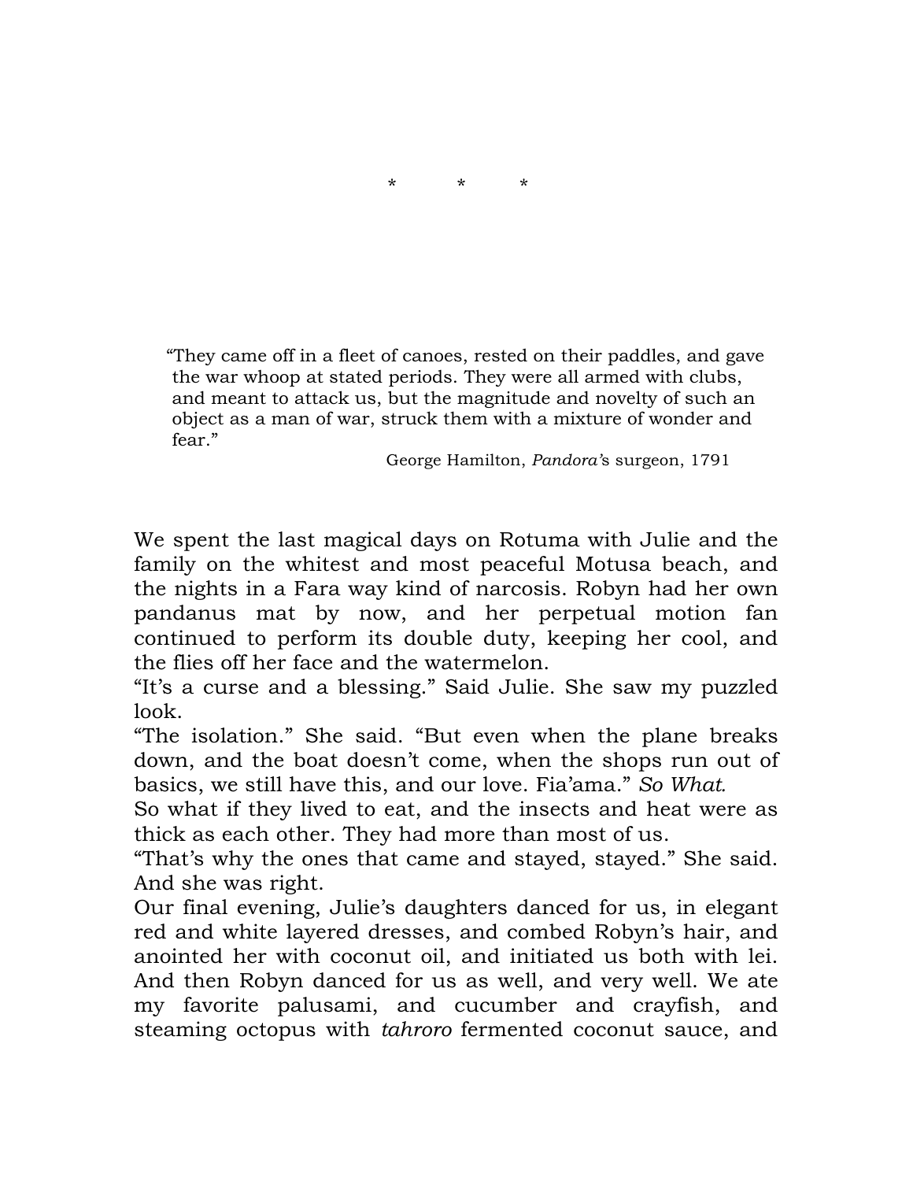\*     \*     \*

> "They came off in a fleet of canoes, rested on their paddles, and gave the war whoop at stated periods. They were all armed with clubs, and meant to attack us, but the magnitude and novelty of such an object as a man of war, struck them with a mixture of wonder and fear."
>
> George Hamilton, *Pandora'*s surgeon, 1791

We spent the last magical days on Rotuma with Julie and the family on the whitest and most peaceful Motusa beach, and the nights in a Fara way kind of narcosis. Robyn had her own pandanus mat by now, and her perpetual motion fan continued to perform its double duty, keeping her cool, and the flies off her face and the watermelon.

"It's a curse and a blessing." Said Julie. She saw my puzzled look.

"The isolation." She said. "But even when the plane breaks down, and the boat doesn't come, when the shops run out of basics, we still have this, and our love. Fia'ama." *So What.*

So what if they lived to eat, and the insects and heat were as thick as each other. They had more than most of us.

"That's why the ones that came and stayed, stayed." She said. And she was right.

Our final evening, Julie's daughters danced for us, in elegant red and white layered dresses, and combed Robyn's hair, and anointed her with coconut oil, and initiated us both with lei. And then Robyn danced for us as well, and very well. We ate my favorite palusami, and cucumber and crayfish, and steaming octopus with *tahroro* fermented coconut sauce, and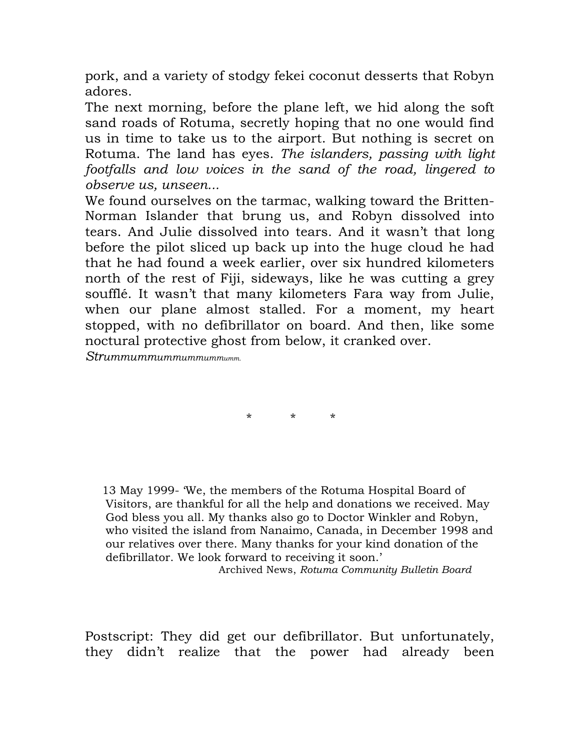pork, and a variety of stodgy fekei coconut desserts that Robyn adores.

The next morning, before the plane left, we hid along the soft sand roads of Rotuma, secretly hoping that no one would find us in time to take us to the airport. But nothing is secret on Rotuma. The land has eyes. *The islanders, passing with light footfalls and low voices in the sand of the road, lingered to observe us, unseen...*

We found ourselves on the tarmac, walking toward the Britten-Norman Islander that brung us, and Robyn dissolved into tears. And Julie dissolved into tears. And it wasn't that long before the pilot sliced up back up into the huge cloud he had that he had found a week earlier, over six hundred kilometers north of the rest of Fiji, sideways, like he was cutting a grey soufflé. It wasn't that many kilometers Fara way from Julie, when our plane almost stalled. For a moment, my heart stopped, with no defibrillator on board. And then, like some noctural protective ghost from below, it cranked over.

*Strummummummummummumm.*

\* \* \*

> 13 May 1999- 'We, the members of the Rotuma Hospital Board of Visitors, are thankful for all the help and donations we received. May God bless you all. My thanks also go to Doctor Winkler and Robyn, who visited the island from Nanaimo, Canada, in December 1998 and our relatives over there. Many thanks for your kind donation of the defibrillator. We look forward to receiving it soon.'
>
> Archived News, *Rotuma Community Bulletin Board*

Postscript: They did get our defibrillator. But unfortunately, they didn't realize that the power had already been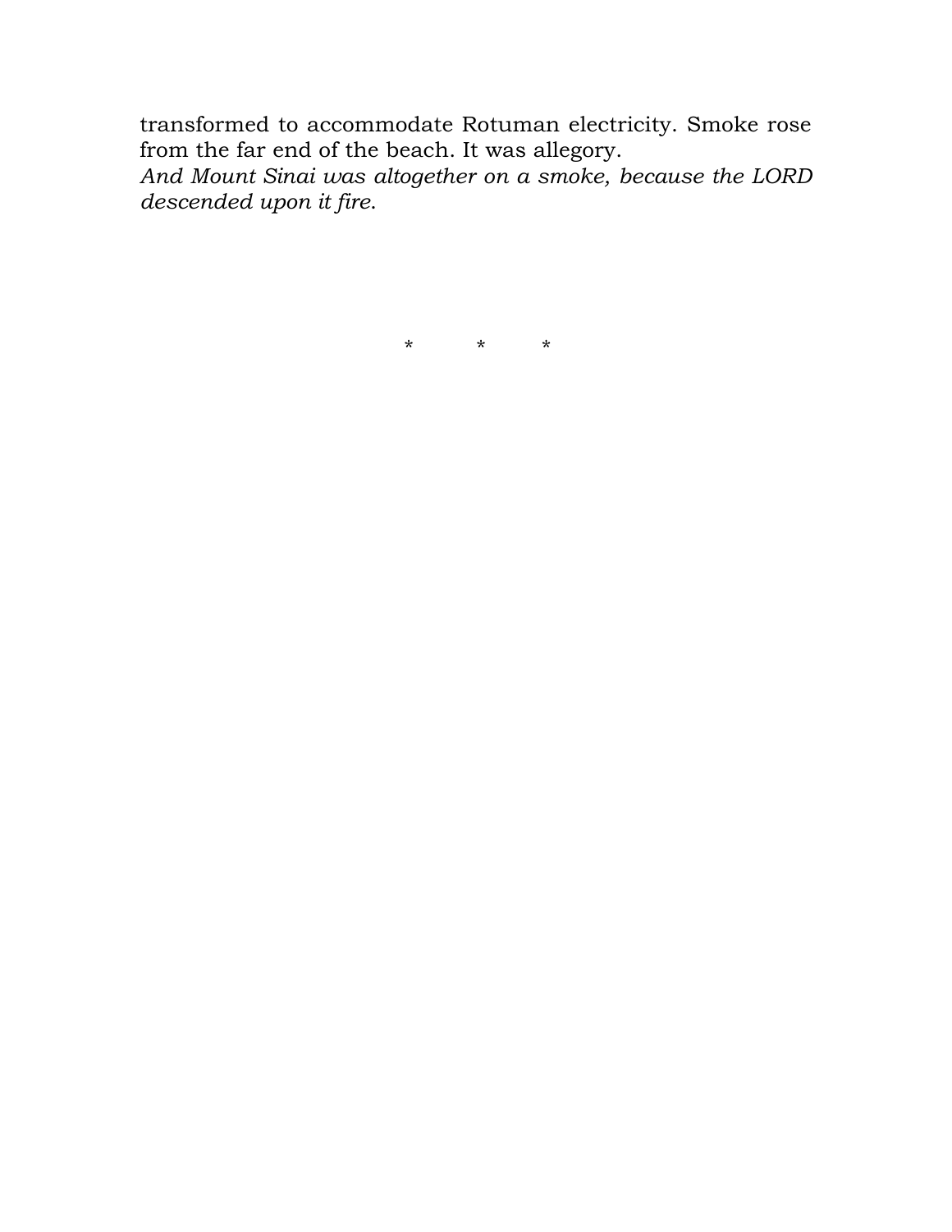transformed to accommodate Rotuman electricity. Smoke rose from the far end of the beach. It was allegory.

*And Mount Sinai was altogether on a smoke, because the LORD descended upon it fire.*

\* \* \*